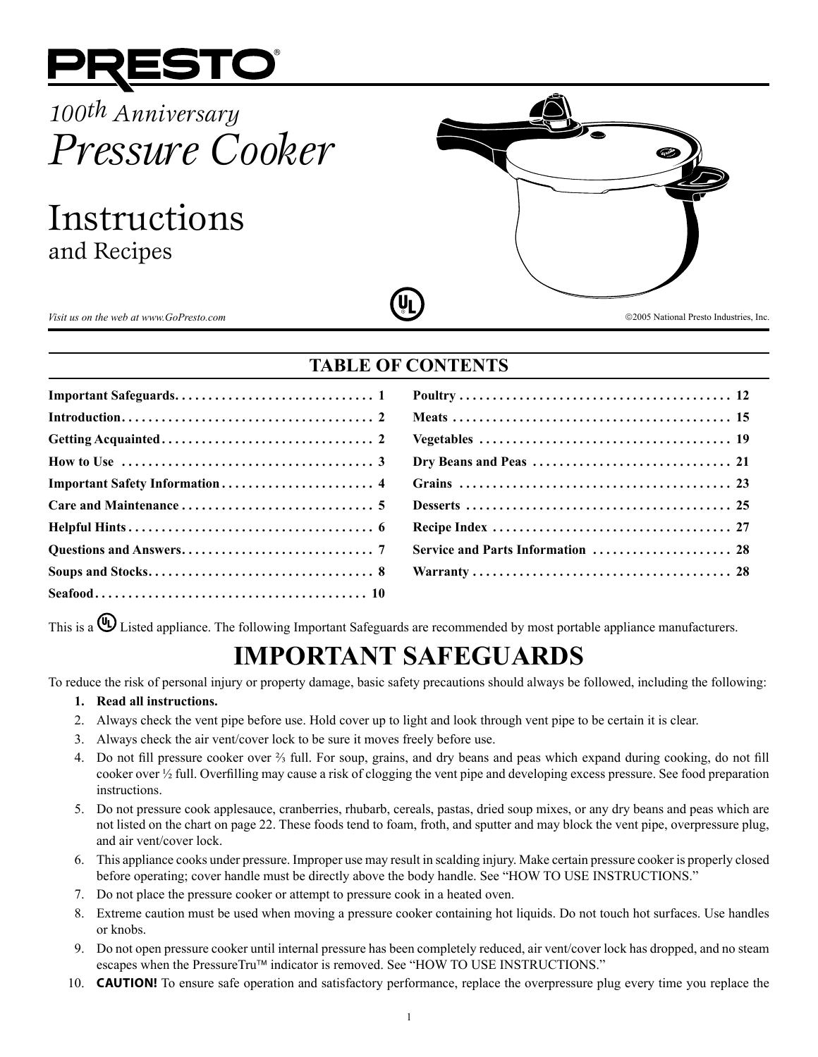# PRESTO®

*100th Anniversary*

# *Pressure Cooker*

# Instructions

## and Recipes

*Visit us on the web at www.GoPresto.com*

©2005 National Presto Industries, Inc.

## TABLE OF CONTENTS

| | |
|---|---|
| **Important Safeguards** | **1** |
| **Introduction** | **2** |
| **Getting Acquainted** | **2** |
| **How to Use** | **3** |
| **Important Safety Information** | **4** |
| **Care and Maintenance** | **5** |
| **Helpful Hints** | **6** |
| **Questions and Answers** | **7** |
| **Soups and Stocks** | **8** |
| **Seafood** | **10** |
| **Poultry** | **12** |
| **Meats** | **15** |
| **Vegetables** | **19** |
| **Dry Beans and Peas** | **21** |
| **Grains** | **23** |
| **Desserts** | **25** |
| **Recipe Index** | **27** |
| **Service and Parts Information** | **28** |
| **Warranty** | **28** |

This is a UL Listed appliance. The following Important Safeguards are recommended by most portable appliance manufacturers.

# IMPORTANT SAFEGUARDS

To reduce the risk of personal injury or property damage, basic safety precautions should always be followed, including the following:

1. **Read all instructions.**
2. Always check the vent pipe before use. Hold cover up to light and look through vent pipe to be certain it is clear.
3. Always check the air vent/cover lock to be sure it moves freely before use.
4. Do not fill pressure cooker over ⅔ full. For soup, grains, and dry beans and peas which expand during cooking, do not fill cooker over ½ full. Overfilling may cause a risk of clogging the vent pipe and developing excess pressure. See food preparation instructions.
5. Do not pressure cook applesauce, cranberries, rhubarb, cereals, pastas, dried soup mixes, or any dry beans and peas which are not listed on the chart on page 22. These foods tend to foam, froth, and sputter and may block the vent pipe, overpressure plug, and air vent/cover lock.
6. This appliance cooks under pressure. Improper use may result in scalding injury. Make certain pressure cooker is properly closed before operating; cover handle must be directly above the body handle. See "HOW TO USE INSTRUCTIONS."
7. Do not place the pressure cooker or attempt to pressure cook in a heated oven.
8. Extreme caution must be used when moving a pressure cooker containing hot liquids. Do not touch hot surfaces. Use handles or knobs.
9. Do not open pressure cooker until internal pressure has been completely reduced, air vent/cover lock has dropped, and no steam escapes when the PressureTru™ indicator is removed. See "HOW TO USE INSTRUCTIONS."
10. **CAUTION!** To ensure safe operation and satisfactory performance, replace the overpressure plug every time you replace the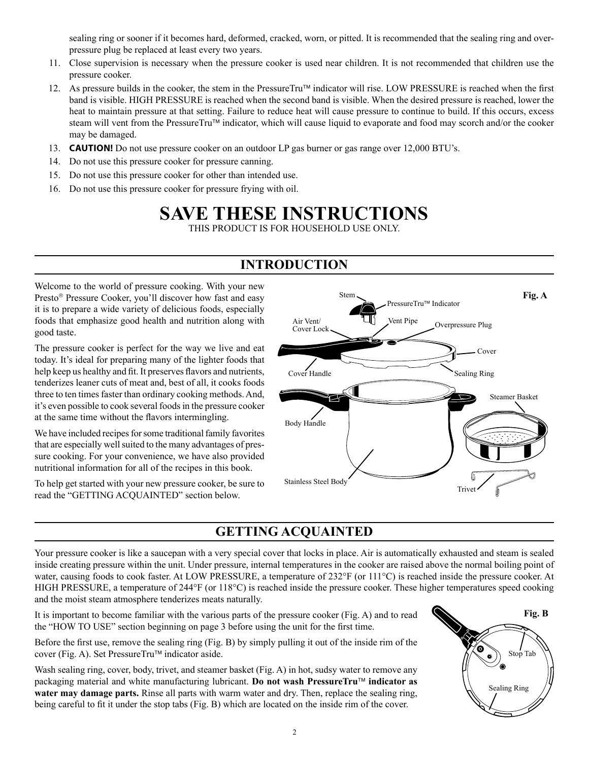sealing ring or sooner if it becomes hard, deformed, cracked, worn, or pitted. It is recommended that the sealing ring and over-pressure plug be replaced at least every two years.

11. Close supervision is necessary when the pressure cooker is used near children. It is not recommended that children use the pressure cooker.
12. As pressure builds in the cooker, the stem in the PressureTru™ indicator will rise. LOW PRESSURE is reached when the first band is visible. HIGH PRESSURE is reached when the second band is visible. When the desired pressure is reached, lower the heat to maintain pressure at that setting. Failure to reduce heat will cause pressure to continue to build. If this occurs, excess steam will vent from the PressureTru™ indicator, which will cause liquid to evaporate and food may scorch and/or the cooker may be damaged.
13. **CAUTION!** Do not use pressure cooker on an outdoor LP gas burner or gas range over 12,000 BTU's.
14. Do not use this pressure cooker for pressure canning.
15. Do not use this pressure cooker for other than intended use.
16. Do not use this pressure cooker for pressure frying with oil.

# SAVE THESE INSTRUCTIONS

THIS PRODUCT IS FOR HOUSEHOLD USE ONLY.

## INTRODUCTION

Welcome to the world of pressure cooking. With your new Presto® Pressure Cooker, you'll discover how fast and easy it is to prepare a wide variety of delicious foods, especially foods that emphasize good health and nutrition along with good taste.

The pressure cooker is perfect for the way we live and eat today. It's ideal for preparing many of the lighter foods that help keep us healthy and fit. It preserves flavors and nutrients, tenderizes leaner cuts of meat and, best of all, it cooks foods three to ten times faster than ordinary cooking methods. And, it's even possible to cook several foods in the pressure cooker at the same time without the flavors intermingling.

We have included recipes for some traditional family favorites that are especially well suited to the many advantages of pressure cooking. For your convenience, we have also provided nutritional information for all of the recipes in this book.

To help get started with your new pressure cooker, be sure to read the "GETTING ACQUAINTED" section below.

Fig. A

Stem, PressureTru™ Indicator, Air Vent/Cover Lock, Vent Pipe, Overpressure Plug, Cover, Cover Handle, Sealing Ring, Steamer Basket, Body Handle, Stainless Steel Body, Trivet

## GETTING ACQUAINTED

Your pressure cooker is like a saucepan with a very special cover that locks in place. Air is automatically exhausted and steam is sealed inside creating pressure within the unit. Under pressure, internal temperatures in the cooker are raised above the normal boiling point of water, causing foods to cook faster. At LOW PRESSURE, a temperature of 232°F (or 111°C) is reached inside the pressure cooker. At HIGH PRESSURE, a temperature of 244°F (or 118°C) is reached inside the pressure cooker. These higher temperatures speed cooking and the moist steam atmosphere tenderizes meats naturally.

It is important to become familiar with the various parts of the pressure cooker (Fig. A) and to read the "HOW TO USE" section beginning on page 3 before using the unit for the first time.

Before the first use, remove the sealing ring (Fig. B) by simply pulling it out of the inside rim of the cover (Fig. A). Set PressureTru™ indicator aside.

Wash sealing ring, cover, body, trivet, and steamer basket (Fig. A) in hot, sudsy water to remove any packaging material and white manufacturing lubricant. **Do not wash PressureTru™ indicator as water may damage parts.** Rinse all parts with warm water and dry. Then, replace the sealing ring, being careful to fit it under the stop tabs (Fig. B) which are located on the inside rim of the cover.

Fig. B

Stop Tab, Sealing Ring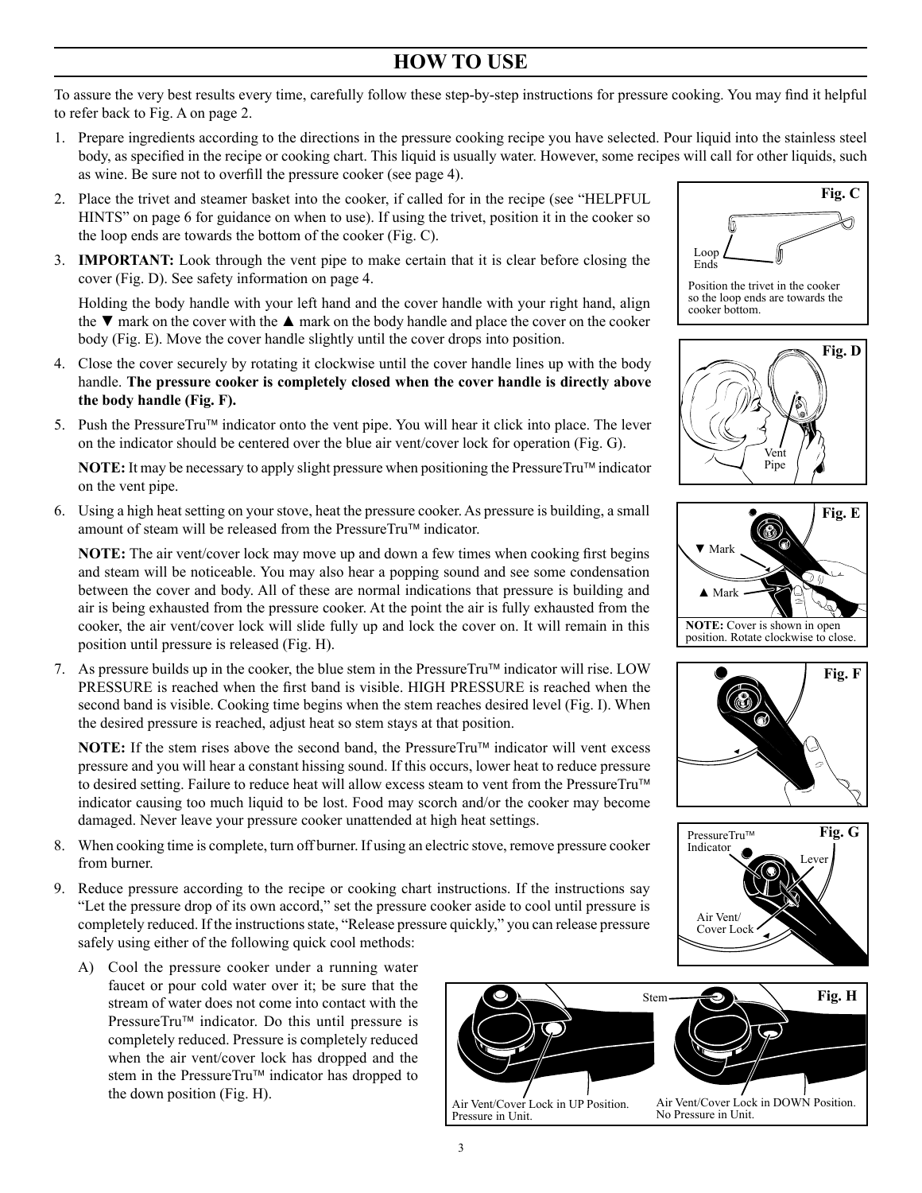## HOW TO USE

To assure the very best results every time, carefully follow these step-by-step instructions for pressure cooking. You may find it helpful to refer back to Fig. A on page 2.

1. Prepare ingredients according to the directions in the pressure cooking recipe you have selected. Pour liquid into the stainless steel body, as specified in the recipe or cooking chart. This liquid is usually water. However, some recipes will call for other liquids, such as wine. Be sure not to overfill the pressure cooker (see page 4).
2. Place the trivet and steamer basket into the cooker, if called for in the recipe (see "HELPFUL HINTS" on page 6 for guidance on when to use). If using the trivet, position it in the cooker so the loop ends are towards the bottom of the cooker (Fig. C).
3. **IMPORTANT:** Look through the vent pipe to make certain that it is clear before closing the cover (Fig. D). See safety information on page 4.

   Holding the body handle with your left hand and the cover handle with your right hand, align the ▼ mark on the cover with the ▲ mark on the body handle and place the cover on the cooker body (Fig. E). Move the cover handle slightly until the cover drops into position.
4. Close the cover securely by rotating it clockwise until the cover handle lines up with the body handle. **The pressure cooker is completely closed when the cover handle is directly above the body handle (Fig. F).**
5. Push the PressureTru™ indicator onto the vent pipe. You will hear it click into place. The lever on the indicator should be centered over the blue air vent/cover lock for operation (Fig. G).

   **NOTE:** It may be necessary to apply slight pressure when positioning the PressureTru™ indicator on the vent pipe.
6. Using a high heat setting on your stove, heat the pressure cooker. As pressure is building, a small amount of steam will be released from the PressureTru™ indicator.

   **NOTE:** The air vent/cover lock may move up and down a few times when cooking first begins and steam will be noticeable. You may also hear a popping sound and see some condensation between the cover and body. All of these are normal indications that pressure is building and air is being exhausted from the pressure cooker. At the point the air is fully exhausted from the cooker, the air vent/cover lock will slide fully up and lock the cover on. It will remain in this position until pressure is released (Fig. H).
7. As pressure builds up in the cooker, the blue stem in the PressureTru™ indicator will rise. LOW PRESSURE is reached when the first band is visible. HIGH PRESSURE is reached when the second band is visible. Cooking time begins when the stem reaches desired level (Fig. I). When the desired pressure is reached, adjust heat so stem stays at that position.

   **NOTE:** If the stem rises above the second band, the PressureTru™ indicator will vent excess pressure and you will hear a constant hissing sound. If this occurs, lower heat to reduce pressure to desired setting. Failure to reduce heat will allow excess steam to vent from the PressureTru™ indicator causing too much liquid to be lost. Food may scorch and/or the cooker may become damaged. Never leave your pressure cooker unattended at high heat settings.
8. When cooking time is complete, turn off burner. If using an electric stove, remove pressure cooker from burner.
9. Reduce pressure according to the recipe or cooking chart instructions. If the instructions say "Let the pressure drop of its own accord," set the pressure cooker aside to cool until pressure is completely reduced. If the instructions state, "Release pressure quickly," you can release pressure safely using either of the following quick cool methods:

   A) Cool the pressure cooker under a running water faucet or pour cold water over it; be sure that the stream of water does not come into contact with the PressureTru™ indicator. Do this until pressure is completely reduced. Pressure is completely reduced when the air vent/cover lock has dropped and the stem in the PressureTru™ indicator has dropped to the down position (Fig. H).

**Fig. C** — Loop Ends. Position the trivet in the cooker so the loop ends are towards the cooker bottom.

**Fig. D** — Vent Pipe

**Fig. E** — ▼ Mark; ▲ Mark. **NOTE:** Cover is shown in open position. Rotate clockwise to close.

**Fig. F**

**Fig. G** — PressureTru™ Indicator; Lever; Air Vent/Cover Lock

**Fig. H** — Stem. Air Vent/Cover Lock in UP Position. Pressure in Unit. Air Vent/Cover Lock in DOWN Position. No Pressure in Unit.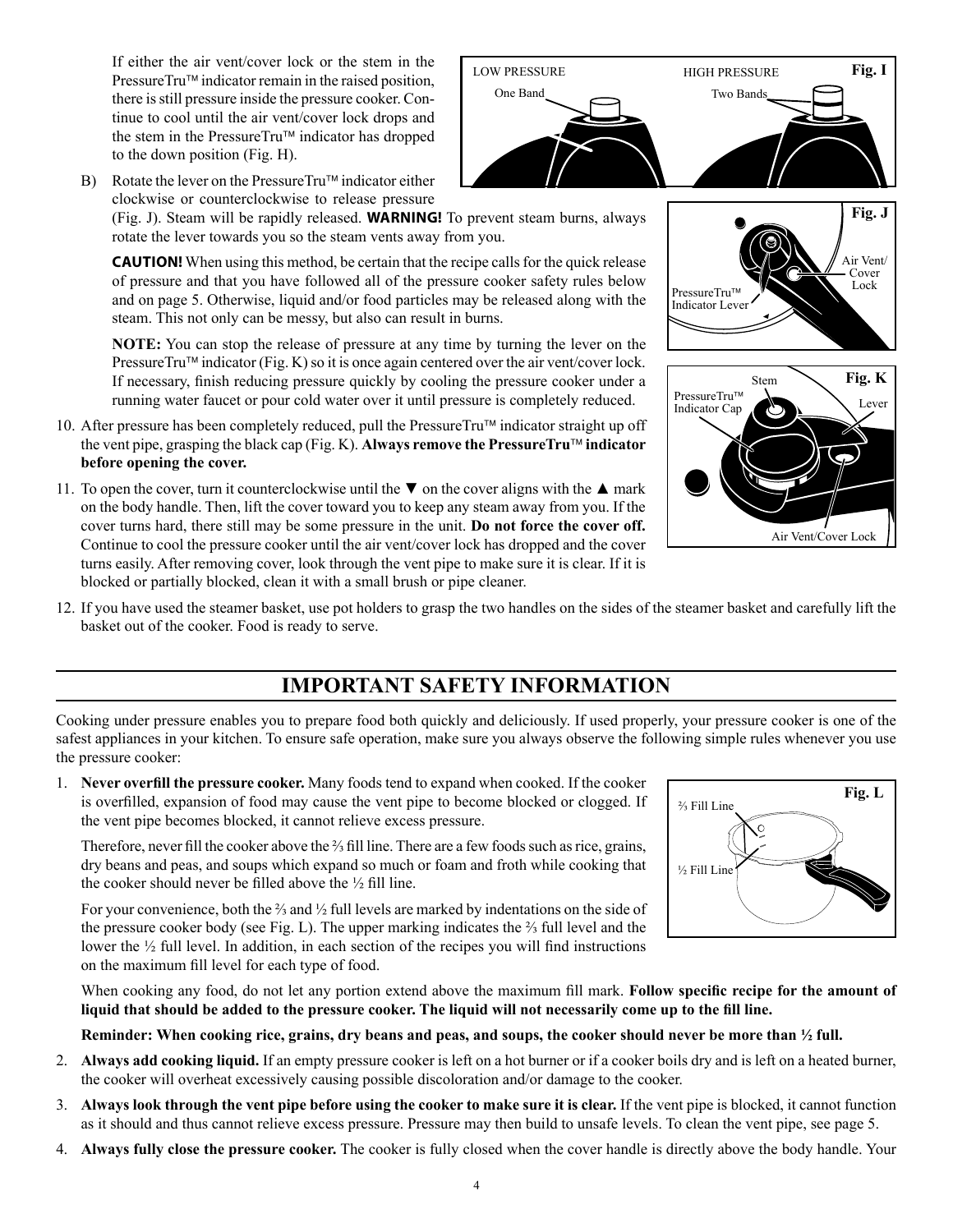If either the air vent/cover lock or the stem in the PressureTru™ indicator remain in the raised position, there is still pressure inside the pressure cooker. Continue to cool until the air vent/cover lock drops and the stem in the PressureTru™ indicator has dropped to the down position (Fig. H).

B) Rotate the lever on the PressureTru™ indicator either clockwise or counterclockwise to release pressure (Fig. J). Steam will be rapidly released. **WARNING!** To prevent steam burns, always rotate the lever towards you so the steam vents away from you.

   **CAUTION!** When using this method, be certain that the recipe calls for the quick release of pressure and that you have followed all of the pressure cooker safety rules below and on page 5. Otherwise, liquid and/or food particles may be released along with the steam. This not only can be messy, but also can result in burns.

   **NOTE:** You can stop the release of pressure at any time by turning the lever on the PressureTru™ indicator (Fig. K) so it is once again centered over the air vent/cover lock. If necessary, finish reducing pressure quickly by cooling the pressure cooker under a running water faucet or pour cold water over it until pressure is completely reduced.

10. After pressure has been completely reduced, pull the PressureTru™ indicator straight up off the vent pipe, grasping the black cap (Fig. K). **Always remove the PressureTru™ indicator before opening the cover.**
11. To open the cover, turn it counterclockwise until the ▼ on the cover aligns with the ▲ mark on the body handle. Then, lift the cover toward you to keep any steam away from you. If the cover turns hard, there still may be some pressure in the unit. **Do not force the cover off.** Continue to cool the pressure cooker until the air vent/cover lock has dropped and the cover turns easily. After removing cover, look through the vent pipe to make sure it is clear. If it is blocked or partially blocked, clean it with a small brush or pipe cleaner.
12. If you have used the steamer basket, use pot holders to grasp the two handles on the sides of the steamer basket and carefully lift the basket out of the cooker. Food is ready to serve.

Fig. I — LOW PRESSURE: One Band; HIGH PRESSURE: Two Bands

Fig. J — PressureTru™ Indicator Lever; Air Vent/Cover Lock

Fig. K — Stem; PressureTru™ Indicator Cap; Lever; Air Vent/Cover Lock

## IMPORTANT SAFETY INFORMATION

Cooking under pressure enables you to prepare food both quickly and deliciously. If used properly, your pressure cooker is one of the safest appliances in your kitchen. To ensure safe operation, make sure you always observe the following simple rules whenever you use the pressure cooker:

1. **Never overfill the pressure cooker.** Many foods tend to expand when cooked. If the cooker is overfilled, expansion of food may cause the vent pipe to become blocked or clogged. If the vent pipe becomes blocked, it cannot relieve excess pressure.

   Therefore, never fill the cooker above the ⅔ fill line. There are a few foods such as rice, grains, dry beans and peas, and soups which expand so much or foam and froth while cooking that the cooker should never be filled above the ½ fill line.

   For your convenience, both the ⅔ and ½ full levels are marked by indentations on the side of the pressure cooker body (see Fig. L). The upper marking indicates the ⅔ full level and the lower the ½ full level. In addition, in each section of the recipes you will find instructions on the maximum fill level for each type of food.

   When cooking any food, do not let any portion extend above the maximum fill mark. **Follow specific recipe for the amount of liquid that should be added to the pressure cooker. The liquid will not necessarily come up to the fill line.**

   **Reminder: When cooking rice, grains, dry beans and peas, and soups, the cooker should never be more than ½ full.**

2. **Always add cooking liquid.** If an empty pressure cooker is left on a hot burner or if a cooker boils dry and is left on a heated burner, the cooker will overheat excessively causing possible discoloration and/or damage to the cooker.
3. **Always look through the vent pipe before using the cooker to make sure it is clear.** If the vent pipe is blocked, it cannot function as it should and thus cannot relieve excess pressure. Pressure may then build to unsafe levels. To clean the vent pipe, see page 5.
4. **Always fully close the pressure cooker.** The cooker is fully closed when the cover handle is directly above the body handle. Your

Fig. L — ⅔ Fill Line; ½ Fill Line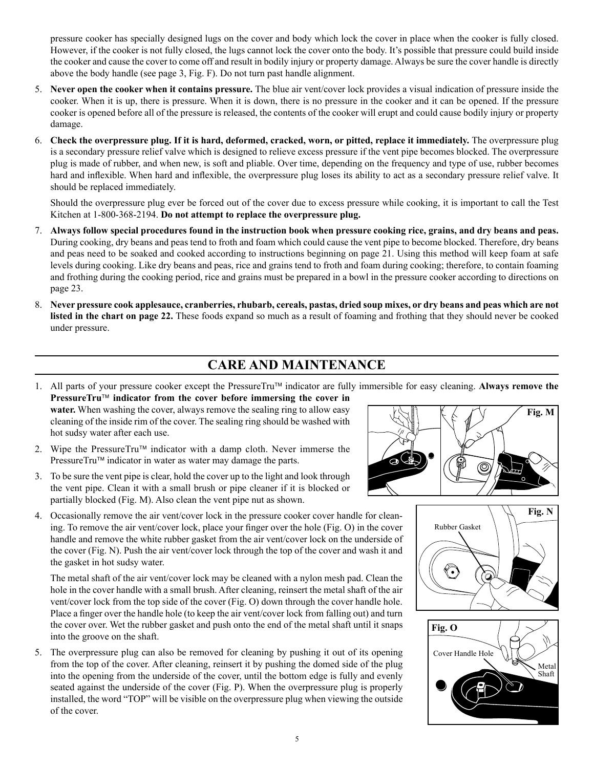pressure cooker has specially designed lugs on the cover and body which lock the cover in place when the cooker is fully closed. However, if the cooker is not fully closed, the lugs cannot lock the cover onto the body. It's possible that pressure could build inside the cooker and cause the cover to come off and result in bodily injury or property damage. Always be sure the cover handle is directly above the body handle (see page 3, Fig. F). Do not turn past handle alignment.

5. **Never open the cooker when it contains pressure.** The blue air vent/cover lock provides a visual indication of pressure inside the cooker. When it is up, there is pressure. When it is down, there is no pressure in the cooker and it can be opened. If the pressure cooker is opened before all of the pressure is released, the contents of the cooker will erupt and could cause bodily injury or property damage.
6. **Check the overpressure plug. If it is hard, deformed, cracked, worn, or pitted, replace it immediately.** The overpressure plug is a secondary pressure relief valve which is designed to relieve excess pressure if the vent pipe becomes blocked. The overpressure plug is made of rubber, and when new, is soft and pliable. Over time, depending on the frequency and type of use, rubber becomes hard and inflexible. When hard and inflexible, the overpressure plug loses its ability to act as a secondary pressure relief valve. It should be replaced immediately.

   Should the overpressure plug ever be forced out of the cover due to excess pressure while cooking, it is important to call the Test Kitchen at 1-800-368-2194. **Do not attempt to replace the overpressure plug.**
7. **Always follow special procedures found in the instruction book when pressure cooking rice, grains, and dry beans and peas.** During cooking, dry beans and peas tend to froth and foam which could cause the vent pipe to become blocked. Therefore, dry beans and peas need to be soaked and cooked according to instructions beginning on page 21. Using this method will keep foam at safe levels during cooking. Like dry beans and peas, rice and grains tend to froth and foam during cooking; therefore, to contain foaming and frothing during the cooking period, rice and grains must be prepared in a bowl in the pressure cooker according to directions on page 23.
8. **Never pressure cook applesauce, cranberries, rhubarb, cereals, pastas, dried soup mixes, or dry beans and peas which are not listed in the chart on page 22.** These foods expand so much as a result of foaming and frothing that they should never be cooked under pressure.

## CARE AND MAINTENANCE

1. All parts of your pressure cooker except the PressureTru™ indicator are fully immersible for easy cleaning. **Always remove the PressureTru™ indicator from the cover before immersing the cover in water.** When washing the cover, always remove the sealing ring to allow easy cleaning of the inside rim of the cover. The sealing ring should be washed with hot sudsy water after each use.
2. Wipe the PressureTru™ indicator with a damp cloth. Never immerse the PressureTru™ indicator in water as water may damage the parts.
3. To be sure the vent pipe is clear, hold the cover up to the light and look through the vent pipe. Clean it with a small brush or pipe cleaner if it is blocked or partially blocked (Fig. M). Also clean the vent pipe nut as shown.
4. Occasionally remove the air vent/cover lock in the pressure cooker cover handle for cleaning. To remove the air vent/cover lock, place your finger over the hole (Fig. O) in the cover handle and remove the white rubber gasket from the air vent/cover lock on the underside of the cover (Fig. N). Push the air vent/cover lock through the top of the cover and wash it and the gasket in hot sudsy water.

   The metal shaft of the air vent/cover lock may be cleaned with a nylon mesh pad. Clean the hole in the cover handle with a small brush. After cleaning, reinsert the metal shaft of the air vent/cover lock from the top side of the cover (Fig. O) down through the cover handle hole. Place a finger over the handle hole (to keep the air vent/cover lock from falling out) and turn the cover over. Wet the rubber gasket and push onto the end of the metal shaft until it snaps into the groove on the shaft.
5. The overpressure plug can also be removed for cleaning by pushing it out of its opening from the top of the cover. After cleaning, reinsert it by pushing the domed side of the plug into the opening from the underside of the cover, until the bottom edge is fully and evenly seated against the underside of the cover (Fig. P). When the overpressure plug is properly installed, the word "TOP" will be visible on the overpressure plug when viewing the outside of the cover.

Fig. M

Fig. N

Rubber Gasket

Fig. O

Cover Handle Hole

Metal Shaft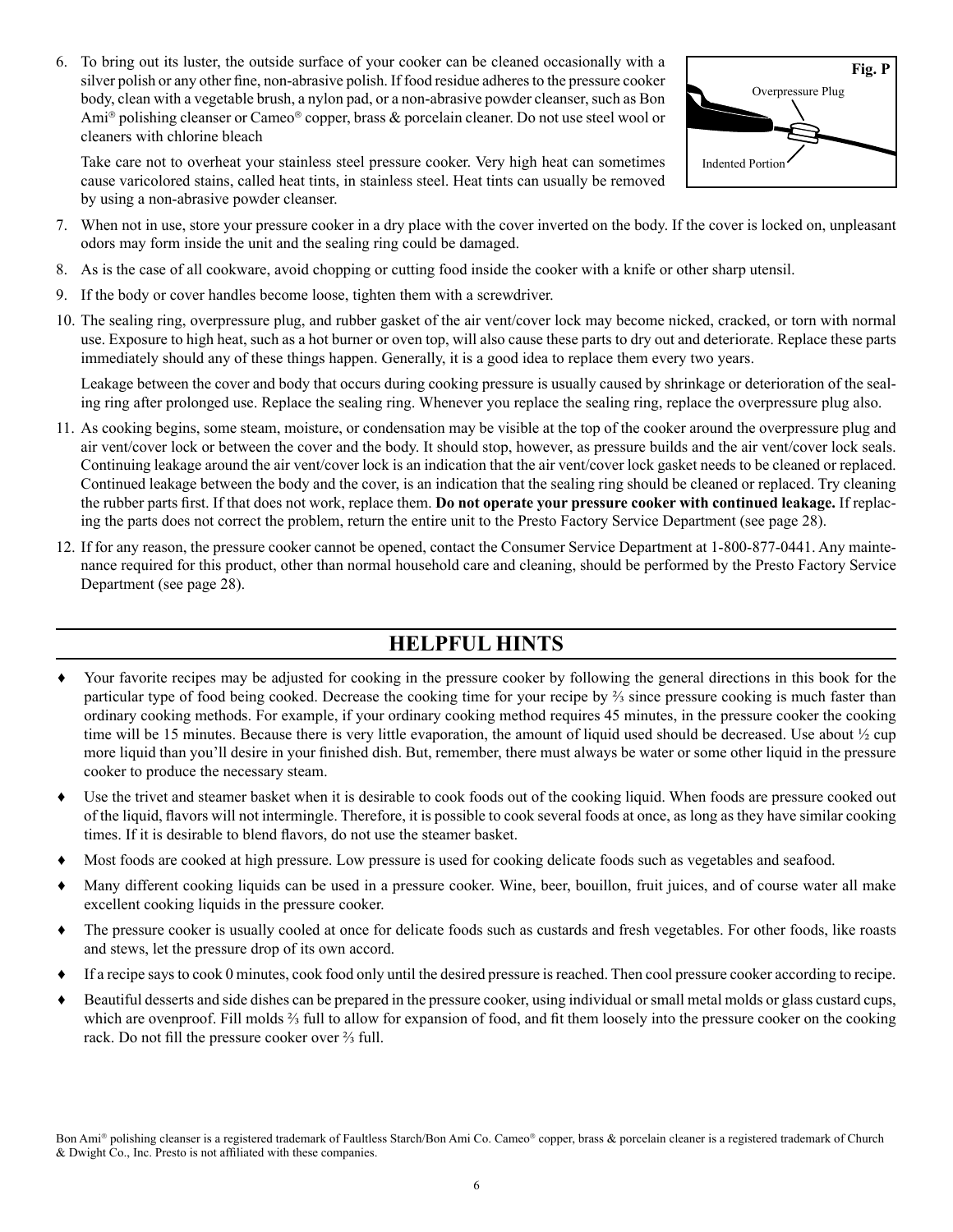6. To bring out its luster, the outside surface of your cooker can be cleaned occasionally with a silver polish or any other fine, non-abrasive polish. If food residue adheres to the pressure cooker body, clean with a vegetable brush, a nylon pad, or a non-abrasive powder cleanser, such as Bon Ami® polishing cleanser or Cameo® copper, brass & porcelain cleaner. Do not use steel wool or cleaners with chlorine bleach

   Take care not to overheat your stainless steel pressure cooker. Very high heat can sometimes cause varicolored stains, called heat tints, in stainless steel. Heat tints can usually be removed by using a non-abrasive powder cleanser.

Fig. P

Overpressure Plug

Indented Portion

7. When not in use, store your pressure cooker in a dry place with the cover inverted on the body. If the cover is locked on, unpleasant odors may form inside the unit and the sealing ring could be damaged.
8. As is the case of all cookware, avoid chopping or cutting food inside the cooker with a knife or other sharp utensil.
9. If the body or cover handles become loose, tighten them with a screwdriver.
10. The sealing ring, overpressure plug, and rubber gasket of the air vent/cover lock may become nicked, cracked, or torn with normal use. Exposure to high heat, such as a hot burner or oven top, will also cause these parts to dry out and deteriorate. Replace these parts immediately should any of these things happen. Generally, it is a good idea to replace them every two years.

    Leakage between the cover and body that occurs during cooking pressure is usually caused by shrinkage or deterioration of the sealing ring after prolonged use. Replace the sealing ring. Whenever you replace the sealing ring, replace the overpressure plug also.
11. As cooking begins, some steam, moisture, or condensation may be visible at the top of the cooker around the overpressure plug and air vent/cover lock or between the cover and the body. It should stop, however, as pressure builds and the air vent/cover lock seals. Continuing leakage around the air vent/cover lock is an indication that the air vent/cover lock gasket needs to be cleaned or replaced. Continued leakage between the body and the cover, is an indication that the sealing ring should be cleaned or replaced. Try cleaning the rubber parts first. If that does not work, replace them. **Do not operate your pressure cooker with continued leakage.** If replacing the parts does not correct the problem, return the entire unit to the Presto Factory Service Department (see page 28).
12. If for any reason, the pressure cooker cannot be opened, contact the Consumer Service Department at 1-800-877-0441. Any maintenance required for this product, other than normal household care and cleaning, should be performed by the Presto Factory Service Department (see page 28).

## HELPFUL HINTS

- Your favorite recipes may be adjusted for cooking in the pressure cooker by following the general directions in this book for the particular type of food being cooked. Decrease the cooking time for your recipe by ⅔ since pressure cooking is much faster than ordinary cooking methods. For example, if your ordinary cooking method requires 45 minutes, in the pressure cooker the cooking time will be 15 minutes. Because there is very little evaporation, the amount of liquid used should be decreased. Use about ½ cup more liquid than you'll desire in your finished dish. But, remember, there must always be water or some other liquid in the pressure cooker to produce the necessary steam.
- Use the trivet and steamer basket when it is desirable to cook foods out of the cooking liquid. When foods are pressure cooked out of the liquid, flavors will not intermingle. Therefore, it is possible to cook several foods at once, as long as they have similar cooking times. If it is desirable to blend flavors, do not use the steamer basket.
- Most foods are cooked at high pressure. Low pressure is used for cooking delicate foods such as vegetables and seafood.
- Many different cooking liquids can be used in a pressure cooker. Wine, beer, bouillon, fruit juices, and of course water all make excellent cooking liquids in the pressure cooker.
- The pressure cooker is usually cooled at once for delicate foods such as custards and fresh vegetables. For other foods, like roasts and stews, let the pressure drop of its own accord.
- If a recipe says to cook 0 minutes, cook food only until the desired pressure is reached. Then cool pressure cooker according to recipe.
- Beautiful desserts and side dishes can be prepared in the pressure cooker, using individual or small metal molds or glass custard cups, which are ovenproof. Fill molds ⅔ full to allow for expansion of food, and fit them loosely into the pressure cooker on the cooking rack. Do not fill the pressure cooker over ⅔ full.

Bon Ami® polishing cleanser is a registered trademark of Faultless Starch/Bon Ami Co. Cameo® copper, brass & porcelain cleaner is a registered trademark of Church & Dwight Co., Inc. Presto is not affiliated with these companies.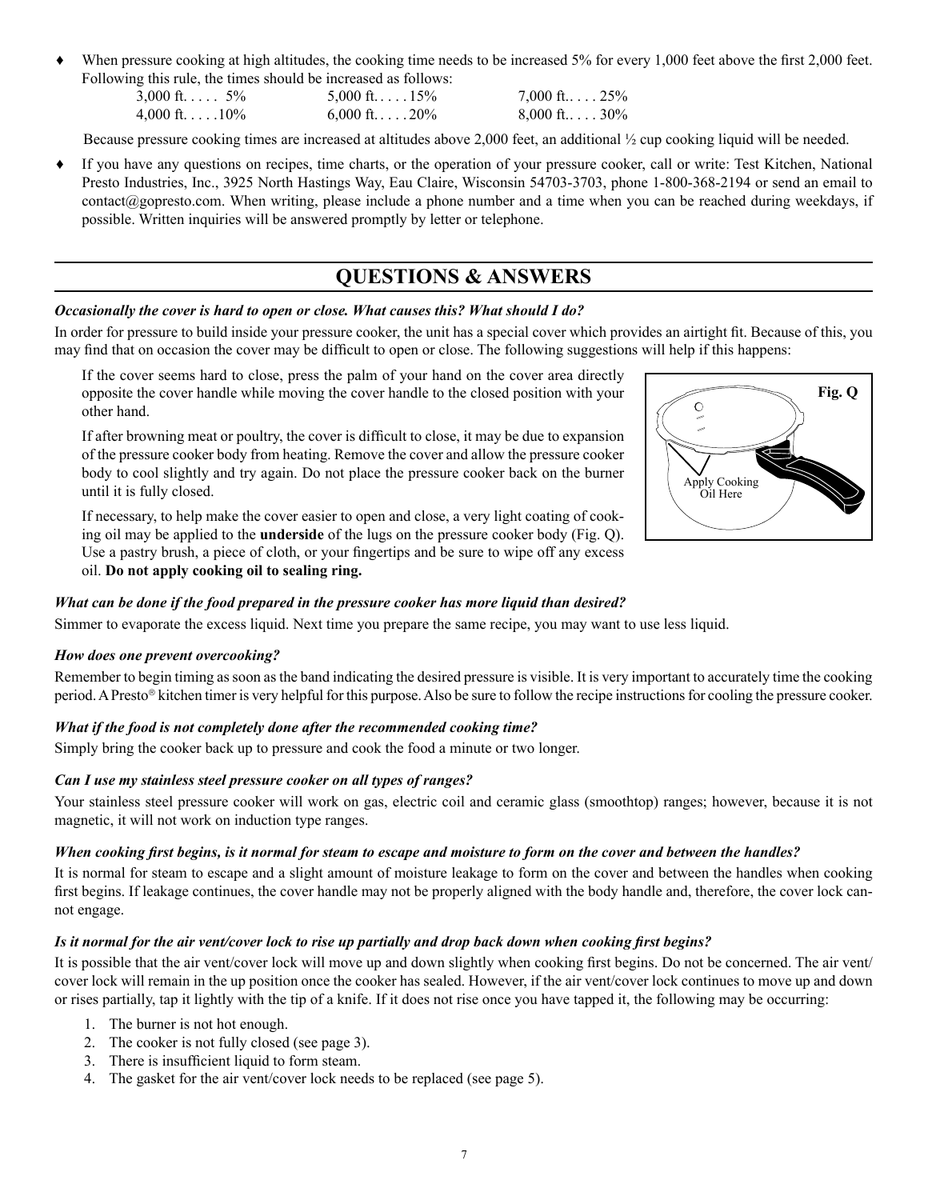- When pressure cooking at high altitudes, the cooking time needs to be increased 5% for every 1,000 feet above the first 2,000 feet. Following this rule, the times should be increased as follows:

| | | |
|---|---|---|
| 3,000 ft. . . . . 5% | 5,000 ft. . . . . 15% | 7,000 ft.. . . . 25% |
| 4,000 ft. . . . . 10% | 6,000 ft. . . . . 20% | 8,000 ft.. . . . 30% |

  Because pressure cooking times are increased at altitudes above 2,000 feet, an additional ½ cup cooking liquid will be needed.

- If you have any questions on recipes, time charts, or the operation of your pressure cooker, call or write: Test Kitchen, National Presto Industries, Inc., 3925 North Hastings Way, Eau Claire, Wisconsin 54703-3703, phone 1-800-368-2194 or send an email to contact@gopresto.com. When writing, please include a phone number and a time when you can be reached during weekdays, if possible. Written inquiries will be answered promptly by letter or telephone.

## QUESTIONS & ANSWERS

***Occasionally the cover is hard to open or close. What causes this? What should I do?***

In order for pressure to build inside your pressure cooker, the unit has a special cover which provides an airtight fit. Because of this, you may find that on occasion the cover may be difficult to open or close. The following suggestions will help if this happens:

If the cover seems hard to close, press the palm of your hand on the cover area directly opposite the cover handle while moving the cover handle to the closed position with your other hand.

If after browning meat or poultry, the cover is difficult to close, it may be due to expansion of the pressure cooker body from heating. Remove the cover and allow the pressure cooker body to cool slightly and try again. Do not place the pressure cooker back on the burner until it is fully closed.

If necessary, to help make the cover easier to open and close, a very light coating of cooking oil may be applied to the **underside** of the lugs on the pressure cooker body (Fig. Q). Use a pastry brush, a piece of cloth, or your fingertips and be sure to wipe off any excess oil. **Do not apply cooking oil to sealing ring.**

**Fig. Q**

Apply Cooking Oil Here

***What can be done if the food prepared in the pressure cooker has more liquid than desired?***

Simmer to evaporate the excess liquid. Next time you prepare the same recipe, you may want to use less liquid.

***How does one prevent overcooking?***

Remember to begin timing as soon as the band indicating the desired pressure is visible. It is very important to accurately time the cooking period. A Presto® kitchen timer is very helpful for this purpose. Also be sure to follow the recipe instructions for cooling the pressure cooker.

***What if the food is not completely done after the recommended cooking time?***

Simply bring the cooker back up to pressure and cook the food a minute or two longer.

***Can I use my stainless steel pressure cooker on all types of ranges?***

Your stainless steel pressure cooker will work on gas, electric coil and ceramic glass (smoothtop) ranges; however, because it is not magnetic, it will not work on induction type ranges.

***When cooking first begins, is it normal for steam to escape and moisture to form on the cover and between the handles?***

It is normal for steam to escape and a slight amount of moisture leakage to form on the cover and between the handles when cooking first begins. If leakage continues, the cover handle may not be properly aligned with the body handle and, therefore, the cover lock cannot engage.

***Is it normal for the air vent/cover lock to rise up partially and drop back down when cooking first begins?***

It is possible that the air vent/cover lock will move up and down slightly when cooking first begins. Do not be concerned. The air vent/cover lock will remain in the up position once the cooker has sealed. However, if the air vent/cover lock continues to move up and down or rises partially, tap it lightly with the tip of a knife. If it does not rise once you have tapped it, the following may be occurring:

1. The burner is not hot enough.
2. The cooker is not fully closed (see page 3).
3. There is insufficient liquid to form steam.
4. The gasket for the air vent/cover lock needs to be replaced (see page 5).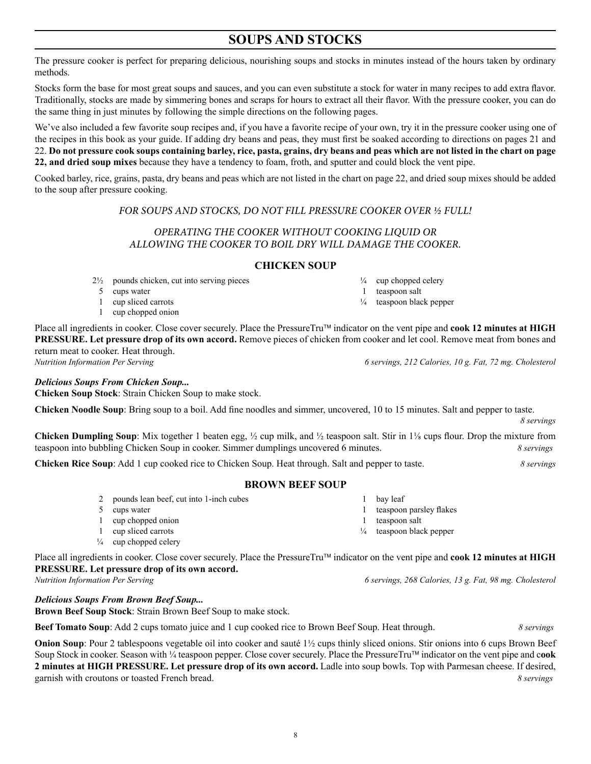## SOUPS AND STOCKS

The pressure cooker is perfect for preparing delicious, nourishing soups and stocks in minutes instead of the hours taken by ordinary methods.

Stocks form the base for most great soups and sauces, and you can even substitute a stock for water in many recipes to add extra flavor. Traditionally, stocks are made by simmering bones and scraps for hours to extract all their flavor. With the pressure cooker, you can do the same thing in just minutes by following the simple directions on the following pages.

We've also included a few favorite soup recipes and, if you have a favorite recipe of your own, try it in the pressure cooker using one of the recipes in this book as your guide. If adding dry beans and peas, they must first be soaked according to directions on pages 21 and 22. **Do not pressure cook soups containing barley, rice, pasta, grains, dry beans and peas which are not listed in the chart on page 22, and dried soup mixes** because they have a tendency to foam, froth, and sputter and could block the vent pipe.

Cooked barley, rice, grains, pasta, dry beans and peas which are not listed in the chart on page 22, and dried soup mixes should be added to the soup after pressure cooking.

*FOR SOUPS AND STOCKS, DO NOT FILL PRESSURE COOKER OVER ½ FULL!*

*OPERATING THE COOKER WITHOUT COOKING LIQUID OR ALLOWING THE COOKER TO BOIL DRY WILL DAMAGE THE COOKER.*

### CHICKEN SOUP

- 2½ pounds chicken, cut into serving pieces
- 5 cups water
- 1 cup sliced carrots
- 1 cup chopped onion
- ¼ cup chopped celery
- 1 teaspoon salt
- ¼ teaspoon black pepper

Place all ingredients in cooker. Close cover securely. Place the PressureTru™ indicator on the vent pipe and **cook 12 minutes at HIGH PRESSURE. Let pressure drop of its own accord.** Remove pieces of chicken from cooker and let cool. Remove meat from bones and return meat to cooker. Heat through.

*Nutrition Information Per Serving* — *6 servings, 212 Calories, 10 g. Fat, 72 mg. Cholesterol*

***Delicious Soups From Chicken Soup...***

**Chicken Soup Stock**: Strain Chicken Soup to make stock.

**Chicken Noodle Soup**: Bring soup to a boil. Add fine noodles and simmer, uncovered, 10 to 15 minutes. Salt and pepper to taste. *8 servings*

**Chicken Dumpling Soup**: Mix together 1 beaten egg, ½ cup milk, and ½ teaspoon salt. Stir in 1⅛ cups flour. Drop the mixture from teaspoon into bubbling Chicken Soup in cooker. Simmer dumplings uncovered 6 minutes. *8 servings*

**Chicken Rice Soup**: Add 1 cup cooked rice to Chicken Soup. Heat through. Salt and pepper to taste. *8 servings*

### BROWN BEEF SOUP

- 2 pounds lean beef, cut into 1-inch cubes
- 5 cups water
- 1 cup chopped onion
- 1 cup sliced carrots
- ¼ cup chopped celery
- 1 bay leaf
- 1 teaspoon parsley flakes
- 1 teaspoon salt
- ¼ teaspoon black pepper

Place all ingredients in cooker. Close cover securely. Place the PressureTru™ indicator on the vent pipe and **cook 12 minutes at HIGH PRESSURE. Let pressure drop of its own accord.**

*Nutrition Information Per Serving* — *6 servings, 268 Calories, 13 g. Fat, 98 mg. Cholesterol*

***Delicious Soups From Brown Beef Soup...***

**Brown Beef Soup Stock**: Strain Brown Beef Soup to make stock.

**Beef Tomato Soup**: Add 2 cups tomato juice and 1 cup cooked rice to Brown Beef Soup. Heat through. *8 servings*

**Onion Soup**: Pour 2 tablespoons vegetable oil into cooker and sauté 1½ cups thinly sliced onions. Stir onions into 6 cups Brown Beef Soup Stock in cooker. Season with ¼ teaspoon pepper. Close cover securely. Place the PressureTru™ indicator on the vent pipe and **cook 2 minutes at HIGH PRESSURE. Let pressure drop of its own accord.** Ladle into soup bowls. Top with Parmesan cheese. If desired, garnish with croutons or toasted French bread. *8 servings*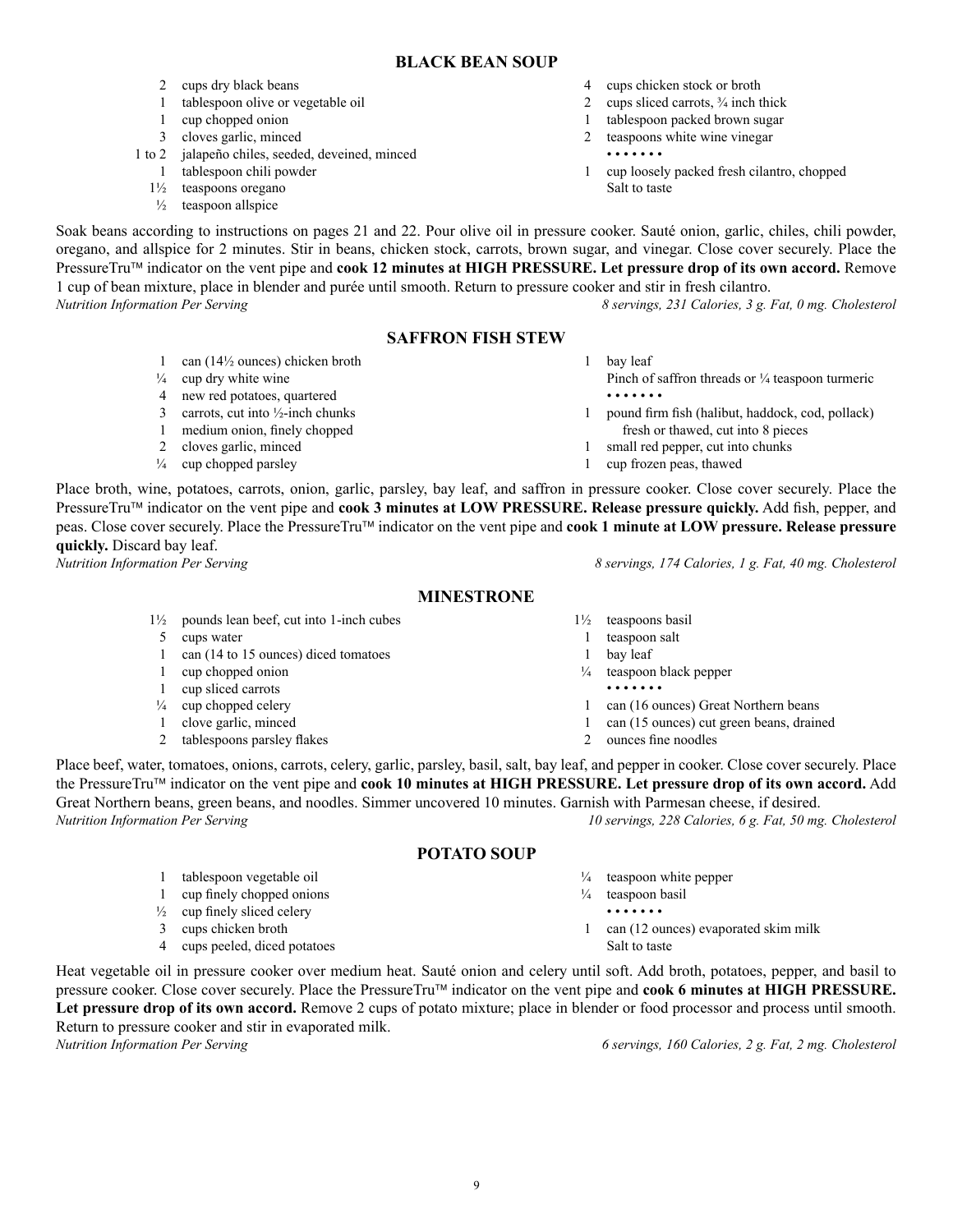## BLACK BEAN SOUP

- 2 cups dry black beans
- 1 tablespoon olive or vegetable oil
- 1 cup chopped onion
- 3 cloves garlic, minced
- 1 to 2 jalapeño chiles, seeded, deveined, minced
- 1 tablespoon chili powder
- 1½ teaspoons oregano
- ½ teaspoon allspice
- 4 cups chicken stock or broth
- 2 cups sliced carrots, ¾ inch thick
- 1 tablespoon packed brown sugar
- 2 teaspoons white wine vinegar

• • • • • • •

- 1 cup loosely packed fresh cilantro, chopped
- Salt to taste

Soak beans according to instructions on pages 21 and 22. Pour olive oil in pressure cooker. Sauté onion, garlic, chiles, chili powder, oregano, and allspice for 2 minutes. Stir in beans, chicken stock, carrots, brown sugar, and vinegar. Close cover securely. Place the PressureTru™ indicator on the vent pipe and **cook 12 minutes at HIGH PRESSURE. Let pressure drop of its own accord.** Remove 1 cup of bean mixture, place in blender and purée until smooth. Return to pressure cooker and stir in fresh cilantro.

*Nutrition Information Per Serving* — *8 servings, 231 Calories, 3 g. Fat, 0 mg. Cholesterol*

## SAFFRON FISH STEW

- 1 can (14½ ounces) chicken broth
- ¼ cup dry white wine
- 4 new red potatoes, quartered
- 3 carrots, cut into ½-inch chunks
- 1 medium onion, finely chopped
- 2 cloves garlic, minced
- ¼ cup chopped parsley
- 1 bay leaf
- Pinch of saffron threads or ¼ teaspoon turmeric

• • • • • • •

- 1 pound firm fish (halibut, haddock, cod, pollack) fresh or thawed, cut into 8 pieces
- 1 small red pepper, cut into chunks
- 1 cup frozen peas, thawed

Place broth, wine, potatoes, carrots, onion, garlic, parsley, bay leaf, and saffron in pressure cooker. Close cover securely. Place the PressureTru™ indicator on the vent pipe and **cook 3 minutes at LOW PRESSURE. Release pressure quickly.** Add fish, pepper, and peas. Close cover securely. Place the PressureTru™ indicator on the vent pipe and **cook 1 minute at LOW pressure. Release pressure quickly.** Discard bay leaf.

*Nutrition Information Per Serving* — *8 servings, 174 Calories, 1 g. Fat, 40 mg. Cholesterol*

## MINESTRONE

- 1½ pounds lean beef, cut into 1-inch cubes
- 5 cups water
- 1 can (14 to 15 ounces) diced tomatoes
- 1 cup chopped onion
- 1 cup sliced carrots
- ¼ cup chopped celery
- 1 clove garlic, minced
- 2 tablespoons parsley flakes
- 1½ teaspoons basil
- 1 teaspoon salt
- 1 bay leaf
- ¼ teaspoon black pepper

• • • • • • •

- 1 can (16 ounces) Great Northern beans
- 1 can (15 ounces) cut green beans, drained
- 2 ounces fine noodles

Place beef, water, tomatoes, onions, carrots, celery, garlic, parsley, basil, salt, bay leaf, and pepper in cooker. Close cover securely. Place the PressureTru™ indicator on the vent pipe and **cook 10 minutes at HIGH PRESSURE. Let pressure drop of its own accord.** Add Great Northern beans, green beans, and noodles. Simmer uncovered 10 minutes. Garnish with Parmesan cheese, if desired.

*Nutrition Information Per Serving* — *10 servings, 228 Calories, 6 g. Fat, 50 mg. Cholesterol*

## POTATO SOUP

- 1 tablespoon vegetable oil
- 1 cup finely chopped onions
- ½ cup finely sliced celery
- 3 cups chicken broth
- 4 cups peeled, diced potatoes
- ¼ teaspoon white pepper
- ¼ teaspoon basil

• • • • • • •

- 1 can (12 ounces) evaporated skim milk
- Salt to taste

Heat vegetable oil in pressure cooker over medium heat. Sauté onion and celery until soft. Add broth, potatoes, pepper, and basil to pressure cooker. Close cover securely. Place the PressureTru™ indicator on the vent pipe and **cook 6 minutes at HIGH PRESSURE. Let pressure drop of its own accord.** Remove 2 cups of potato mixture; place in blender or food processor and process until smooth. Return to pressure cooker and stir in evaporated milk.

*Nutrition Information Per Serving* — *6 servings, 160 Calories, 2 g. Fat, 2 mg. Cholesterol*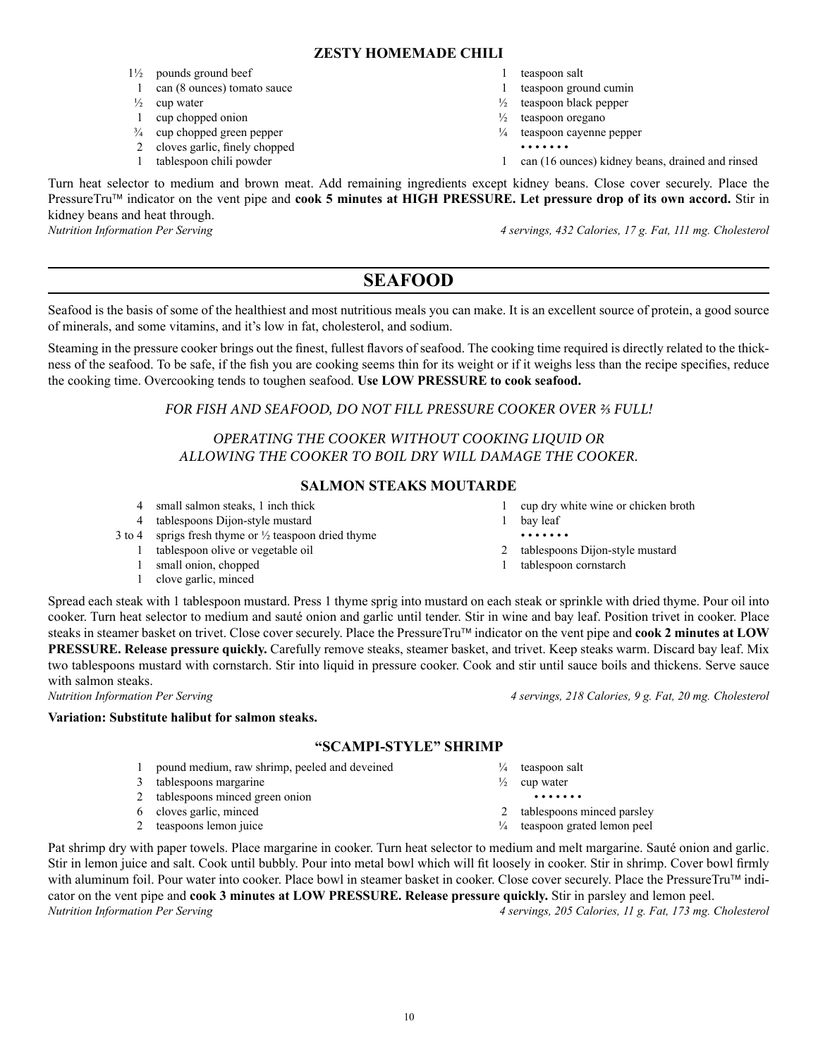## ZESTY HOMEMADE CHILI

- 1½ pounds ground beef
- 1 can (8 ounces) tomato sauce
- ½ cup water
- 1 cup chopped onion
- ¾ cup chopped green pepper
- 2 cloves garlic, finely chopped
- 1 tablespoon chili powder
- 1 teaspoon salt
- 1 teaspoon ground cumin
- ½ teaspoon black pepper
- ½ teaspoon oregano
- ¼ teaspoon cayenne pepper

• • • • • • •

- 1 can (16 ounces) kidney beans, drained and rinsed

Turn heat selector to medium and brown meat. Add remaining ingredients except kidney beans. Close cover securely. Place the PressureTru™ indicator on the vent pipe and **cook 5 minutes at HIGH PRESSURE. Let pressure drop of its own accord.** Stir in kidney beans and heat through.

*Nutrition Information Per Serving* — *4 servings, 432 Calories, 17 g. Fat, 111 mg. Cholesterol*

# SEAFOOD

Seafood is the basis of some of the healthiest and most nutritious meals you can make. It is an excellent source of protein, a good source of minerals, and some vitamins, and it's low in fat, cholesterol, and sodium.

Steaming in the pressure cooker brings out the finest, fullest flavors of seafood. The cooking time required is directly related to the thickness of the seafood. To be safe, if the fish you are cooking seems thin for its weight or if it weighs less than the recipe specifies, reduce the cooking time. Overcooking tends to toughen seafood. **Use LOW PRESSURE to cook seafood.**

*FOR FISH AND SEAFOOD, DO NOT FILL PRESSURE COOKER OVER ⅔ FULL!*

*OPERATING THE COOKER WITHOUT COOKING LIQUID OR ALLOWING THE COOKER TO BOIL DRY WILL DAMAGE THE COOKER.*

## SALMON STEAKS MOUTARDE

- 4 small salmon steaks, 1 inch thick
- 4 tablespoons Dijon-style mustard
- 3 to 4 sprigs fresh thyme or ½ teaspoon dried thyme
- 1 tablespoon olive or vegetable oil
- 1 small onion, chopped
- 1 clove garlic, minced
- 1 cup dry white wine or chicken broth
- 1 bay leaf

• • • • • • •

- 2 tablespoons Dijon-style mustard
- 1 tablespoon cornstarch

Spread each steak with 1 tablespoon mustard. Press 1 thyme sprig into mustard on each steak or sprinkle with dried thyme. Pour oil into cooker. Turn heat selector to medium and sauté onion and garlic until tender. Stir in wine and bay leaf. Position trivet in cooker. Place steaks in steamer basket on trivet. Close cover securely. Place the PressureTru™ indicator on the vent pipe and **cook 2 minutes at LOW PRESSURE. Release pressure quickly.** Carefully remove steaks, steamer basket, and trivet. Keep steaks warm. Discard bay leaf. Mix two tablespoons mustard with cornstarch. Stir into liquid in pressure cooker. Cook and stir until sauce boils and thickens. Serve sauce with salmon steaks.

*Nutrition Information Per Serving* — *4 servings, 218 Calories, 9 g. Fat, 20 mg. Cholesterol*

**Variation: Substitute halibut for salmon steaks.**

## "SCAMPI-STYLE" SHRIMP

- 1 pound medium, raw shrimp, peeled and deveined
- 3 tablespoons margarine
- 2 tablespoons minced green onion
- 6 cloves garlic, minced
- 2 teaspoons lemon juice
- ¼ teaspoon salt
- ½ cup water

• • • • • • •

- 2 tablespoons minced parsley
- ¼ teaspoon grated lemon peel

Pat shrimp dry with paper towels. Place margarine in cooker. Turn heat selector to medium and melt margarine. Sauté onion and garlic. Stir in lemon juice and salt. Cook until bubbly. Pour into metal bowl which will fit loosely in cooker. Stir in shrimp. Cover bowl firmly with aluminum foil. Pour water into cooker. Place bowl in steamer basket in cooker. Close cover securely. Place the PressureTru™ indicator on the vent pipe and **cook 3 minutes at LOW PRESSURE. Release pressure quickly.** Stir in parsley and lemon peel.

*Nutrition Information Per Serving* — *4 servings, 205 Calories, 11 g. Fat, 173 mg. Cholesterol*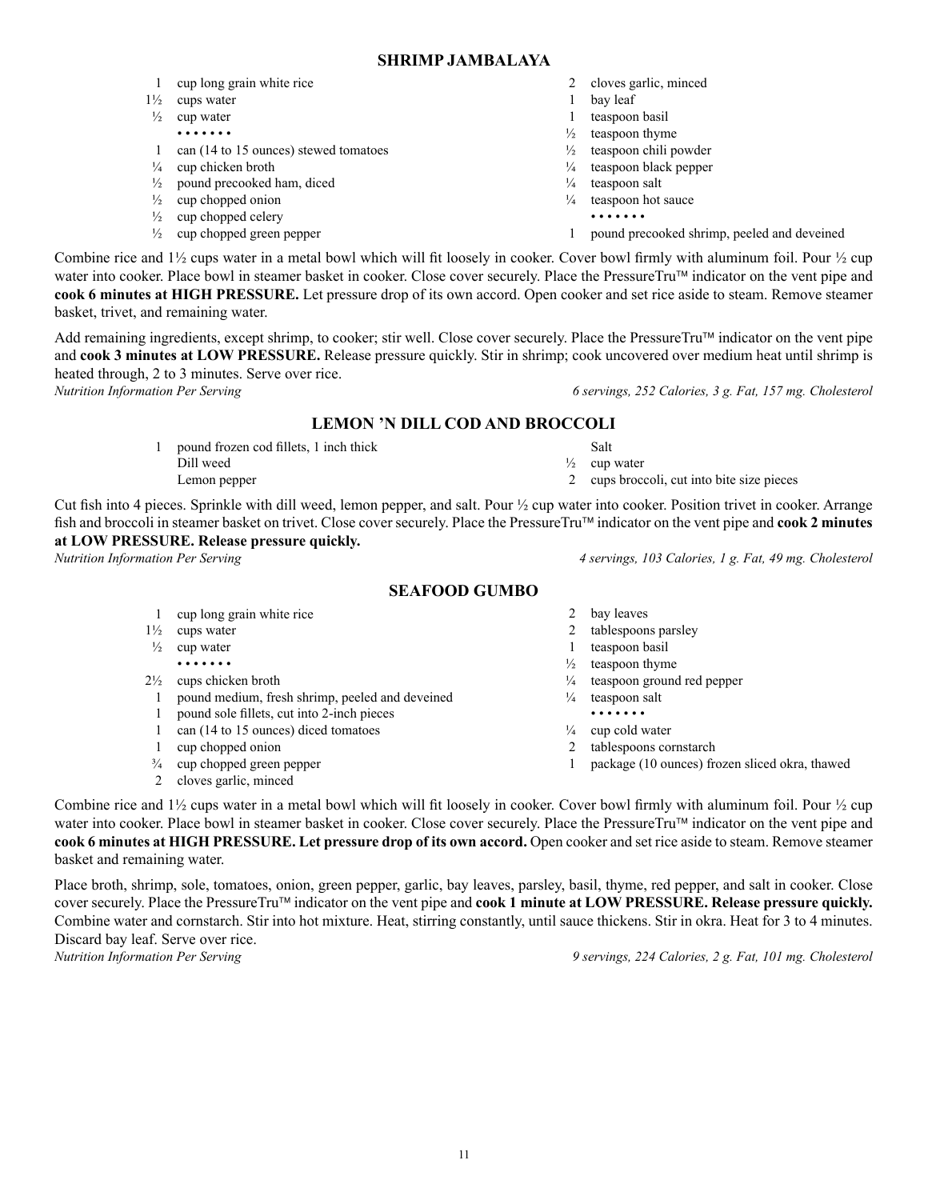## SHRIMP JAMBALAYA

- 1 cup long grain white rice
- 1½ cups water
- ½ cup water
- • • • • • • •
- 1 can (14 to 15 ounces) stewed tomatoes
- ¼ cup chicken broth
- ½ pound precooked ham, diced
- ½ cup chopped onion
- ½ cup chopped celery
- ½ cup chopped green pepper
- 2 cloves garlic, minced
- 1 bay leaf
- 1 teaspoon basil
- ½ teaspoon thyme
- ½ teaspoon chili powder
- ¼ teaspoon black pepper
- ¼ teaspoon salt
- ¼ teaspoon hot sauce
- • • • • • • •
- 1 pound precooked shrimp, peeled and deveined

Combine rice and 1½ cups water in a metal bowl which will fit loosely in cooker. Cover bowl firmly with aluminum foil. Pour ½ cup water into cooker. Place bowl in steamer basket in cooker. Close cover securely. Place the PressureTru™ indicator on the vent pipe and **cook 6 minutes at HIGH PRESSURE.** Let pressure drop of its own accord. Open cooker and set rice aside to steam. Remove steamer basket, trivet, and remaining water.

Add remaining ingredients, except shrimp, to cooker; stir well. Close cover securely. Place the PressureTru™ indicator on the vent pipe and **cook 3 minutes at LOW PRESSURE.** Release pressure quickly. Stir in shrimp; cook uncovered over medium heat until shrimp is heated through, 2 to 3 minutes. Serve over rice.

*Nutrition Information Per Serving* — *6 servings, 252 Calories, 3 g. Fat, 157 mg. Cholesterol*

## LEMON 'N DILL COD AND BROCCOLI

- 1 pound frozen cod fillets, 1 inch thick
- Dill weed
- Lemon pepper
- Salt
- ½ cup water
- 2 cups broccoli, cut into bite size pieces

Cut fish into 4 pieces. Sprinkle with dill weed, lemon pepper, and salt. Pour ½ cup water into cooker. Position trivet in cooker. Arrange fish and broccoli in steamer basket on trivet. Close cover securely. Place the PressureTru™ indicator on the vent pipe and **cook 2 minutes at LOW PRESSURE. Release pressure quickly.**

*Nutrition Information Per Serving* — *4 servings, 103 Calories, 1 g. Fat, 49 mg. Cholesterol*

## SEAFOOD GUMBO

- 1 cup long grain white rice
- 1½ cups water
- ½ cup water
- • • • • • • •
- 2½ cups chicken broth
- 1 pound medium, fresh shrimp, peeled and deveined
- 1 pound sole fillets, cut into 2-inch pieces
- 1 can (14 to 15 ounces) diced tomatoes
- 1 cup chopped onion
- ¾ cup chopped green pepper
- 2 cloves garlic, minced
- 2 bay leaves
- 2 tablespoons parsley
- 1 teaspoon basil
- ½ teaspoon thyme
- ¼ teaspoon ground red pepper
- ¼ teaspoon salt
- • • • • • • •
- ¼ cup cold water
- 2 tablespoons cornstarch
- 1 package (10 ounces) frozen sliced okra, thawed

Combine rice and 1½ cups water in a metal bowl which will fit loosely in cooker. Cover bowl firmly with aluminum foil. Pour ½ cup water into cooker. Place bowl in steamer basket in cooker. Close cover securely. Place the PressureTru™ indicator on the vent pipe and **cook 6 minutes at HIGH PRESSURE. Let pressure drop of its own accord.** Open cooker and set rice aside to steam. Remove steamer basket and remaining water.

Place broth, shrimp, sole, tomatoes, onion, green pepper, garlic, bay leaves, parsley, basil, thyme, red pepper, and salt in cooker. Close cover securely. Place the PressureTru™ indicator on the vent pipe and **cook 1 minute at LOW PRESSURE. Release pressure quickly.** Combine water and cornstarch. Stir into hot mixture. Heat, stirring constantly, until sauce thickens. Stir in okra. Heat for 3 to 4 minutes. Discard bay leaf. Serve over rice.

*Nutrition Information Per Serving* — *9 servings, 224 Calories, 2 g. Fat, 101 mg. Cholesterol*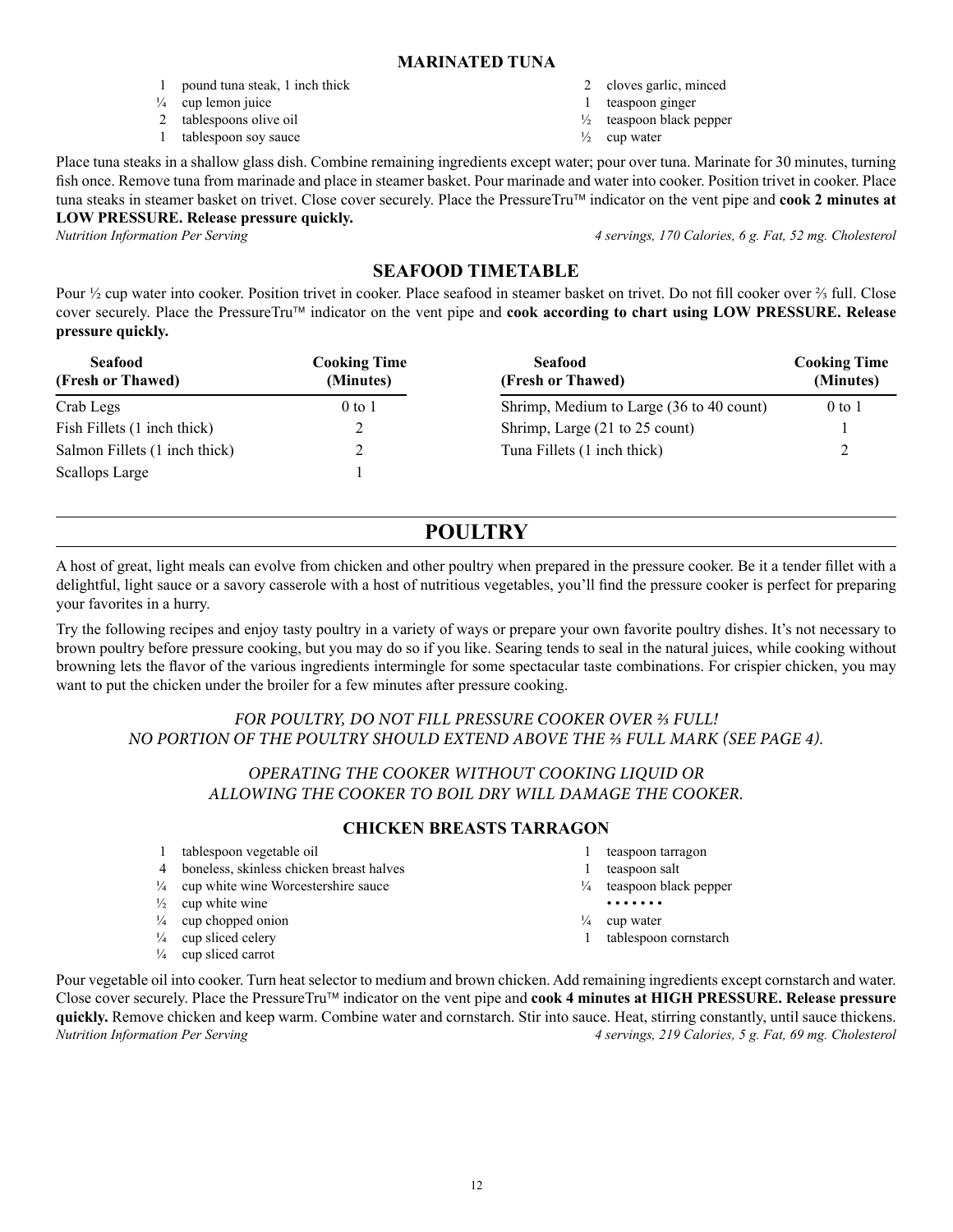### MARINATED TUNA

- 1 pound tuna steak, 1 inch thick
- ¼ cup lemon juice
- 2 tablespoons olive oil
- 1 tablespoon soy sauce
- 2 cloves garlic, minced
- 1 teaspoon ginger
- ½ teaspoon black pepper
- ½ cup water

Place tuna steaks in a shallow glass dish. Combine remaining ingredients except water; pour over tuna. Marinate for 30 minutes, turning fish once. Remove tuna from marinade and place in steamer basket. Pour marinade and water into cooker. Position trivet in cooker. Place tuna steaks in steamer basket on trivet. Close cover securely. Place the PressureTru™ indicator on the vent pipe and **cook 2 minutes at LOW PRESSURE. Release pressure quickly.**

*Nutrition Information Per Serving* *4 servings, 170 Calories, 6 g. Fat, 52 mg. Cholesterol*

## SEAFOOD TIMETABLE

Pour ½ cup water into cooker. Position trivet in cooker. Place seafood in steamer basket on trivet. Do not fill cooker over ⅔ full. Close cover securely. Place the PressureTru™ indicator on the vent pipe and **cook according to chart using LOW PRESSURE. Release pressure quickly.**

| Seafood (Fresh or Thawed) | Cooking Time (Minutes) | Seafood (Fresh or Thawed) | Cooking Time (Minutes) |
|---|---|---|---|
| Crab Legs | 0 to 1 | Shrimp, Medium to Large (36 to 40 count) | 0 to 1 |
| Fish Fillets (1 inch thick) | 2 | Shrimp, Large (21 to 25 count) | 1 |
| Salmon Fillets (1 inch thick) | 2 | Tuna Fillets (1 inch thick) | 2 |
| Scallops Large | 1 | | |

# POULTRY

A host of great, light meals can evolve from chicken and other poultry when prepared in the pressure cooker. Be it a tender fillet with a delightful, light sauce or a savory casserole with a host of nutritious vegetables, you'll find the pressure cooker is perfect for preparing your favorites in a hurry.

Try the following recipes and enjoy tasty poultry in a variety of ways or prepare your own favorite poultry dishes. It's not necessary to brown poultry before pressure cooking, but you may do so if you like. Searing tends to seal in the natural juices, while cooking without browning lets the flavor of the various ingredients intermingle for some spectacular taste combinations. For crispier chicken, you may want to put the chicken under the broiler for a few minutes after pressure cooking.

*FOR POULTRY, DO NOT FILL PRESSURE COOKER OVER ⅔ FULL!*
*NO PORTION OF THE POULTRY SHOULD EXTEND ABOVE THE ⅔ FULL MARK (SEE PAGE 4).*

*OPERATING THE COOKER WITHOUT COOKING LIQUID OR*
*ALLOWING THE COOKER TO BOIL DRY WILL DAMAGE THE COOKER.*

### CHICKEN BREASTS TARRAGON

- 1 tablespoon vegetable oil
- 4 boneless, skinless chicken breast halves
- ¼ cup white wine Worcestershire sauce
- ½ cup white wine
- ¼ cup chopped onion
- ¼ cup sliced celery
- ¼ cup sliced carrot
- 1 teaspoon tarragon
- 1 teaspoon salt
- ¼ teaspoon black pepper

• • • • • • •

- ¼ cup water
- 1 tablespoon cornstarch

Pour vegetable oil into cooker. Turn heat selector to medium and brown chicken. Add remaining ingredients except cornstarch and water. Close cover securely. Place the PressureTru™ indicator on the vent pipe and **cook 4 minutes at HIGH PRESSURE. Release pressure quickly.** Remove chicken and keep warm. Combine water and cornstarch. Stir into sauce. Heat, stirring constantly, until sauce thickens.

*Nutrition Information Per Serving* *4 servings, 219 Calories, 5 g. Fat, 69 mg. Cholesterol*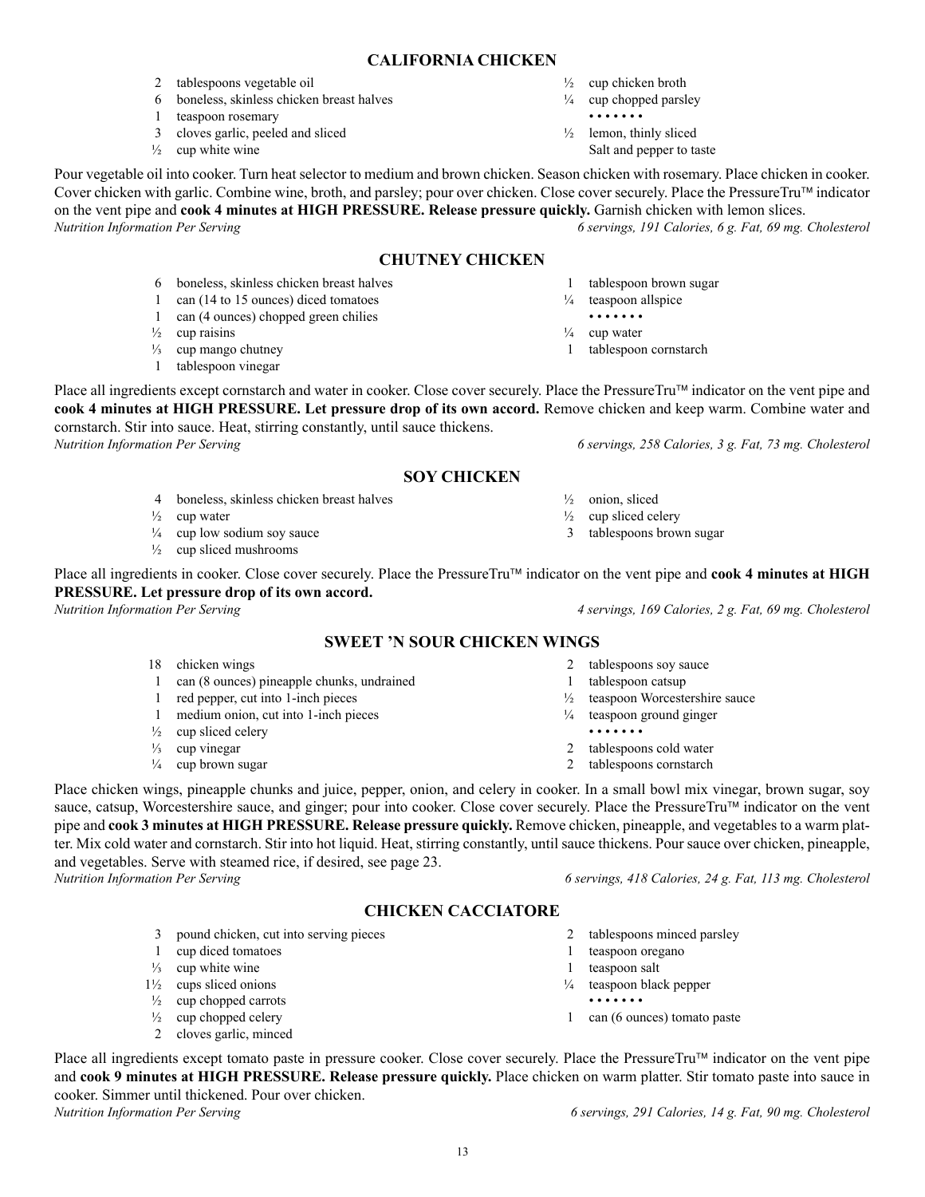## CALIFORNIA CHICKEN

- 2 tablespoons vegetable oil
- 6 boneless, skinless chicken breast halves
- 1 teaspoon rosemary
- 3 cloves garlic, peeled and sliced
- ½ cup white wine
- ½ cup chicken broth
- ¼ cup chopped parsley

• • • • • • •

- ½ lemon, thinly sliced
- Salt and pepper to taste

Pour vegetable oil into cooker. Turn heat selector to medium and brown chicken. Season chicken with rosemary. Place chicken in cooker. Cover chicken with garlic. Combine wine, broth, and parsley; pour over chicken. Close cover securely. Place the PressureTru™ indicator on the vent pipe and **cook 4 minutes at HIGH PRESSURE. Release pressure quickly.** Garnish chicken with lemon slices.

*Nutrition Information Per Serving* — *6 servings, 191 Calories, 6 g. Fat, 69 mg. Cholesterol*

## CHUTNEY CHICKEN

- 6 boneless, skinless chicken breast halves
- 1 can (14 to 15 ounces) diced tomatoes
- 1 can (4 ounces) chopped green chilies
- ½ cup raisins
- ⅓ cup mango chutney
- 1 tablespoon vinegar
- 1 tablespoon brown sugar
- ¼ teaspoon allspice

• • • • • • •

- ¼ cup water
- 1 tablespoon cornstarch

Place all ingredients except cornstarch and water in cooker. Close cover securely. Place the PressureTru™ indicator on the vent pipe and **cook 4 minutes at HIGH PRESSURE. Let pressure drop of its own accord.** Remove chicken and keep warm. Combine water and cornstarch. Stir into sauce. Heat, stirring constantly, until sauce thickens.

*Nutrition Information Per Serving* — *6 servings, 258 Calories, 3 g. Fat, 73 mg. Cholesterol*

## SOY CHICKEN

- 4 boneless, skinless chicken breast halves
- ½ cup water
- ¼ cup low sodium soy sauce
- ½ cup sliced mushrooms
- ½ onion, sliced
- ½ cup sliced celery
- 3 tablespoons brown sugar

Place all ingredients in cooker. Close cover securely. Place the PressureTru™ indicator on the vent pipe and **cook 4 minutes at HIGH PRESSURE. Let pressure drop of its own accord.**

*Nutrition Information Per Serving* — *4 servings, 169 Calories, 2 g. Fat, 69 mg. Cholesterol*

## SWEET 'N SOUR CHICKEN WINGS

- 18 chicken wings
- 1 can (8 ounces) pineapple chunks, undrained
- 1 red pepper, cut into 1-inch pieces
- 1 medium onion, cut into 1-inch pieces
- ½ cup sliced celery
- ⅓ cup vinegar
- ¼ cup brown sugar
- 2 tablespoons soy sauce
- 1 tablespoon catsup
- ½ teaspoon Worcestershire sauce
- ¼ teaspoon ground ginger

• • • • • • •

- 2 tablespoons cold water
- 2 tablespoons cornstarch

Place chicken wings, pineapple chunks and juice, pepper, onion, and celery in cooker. In a small bowl mix vinegar, brown sugar, soy sauce, catsup, Worcestershire sauce, and ginger; pour into cooker. Close cover securely. Place the PressureTru™ indicator on the vent pipe and **cook 3 minutes at HIGH PRESSURE. Release pressure quickly.** Remove chicken, pineapple, and vegetables to a warm platter. Mix cold water and cornstarch. Stir into hot liquid. Heat, stirring constantly, until sauce thickens. Pour sauce over chicken, pineapple, and vegetables. Serve with steamed rice, if desired, see page 23.

*Nutrition Information Per Serving* — *6 servings, 418 Calories, 24 g. Fat, 113 mg. Cholesterol*

## CHICKEN CACCIATORE

- 3 pound chicken, cut into serving pieces
- 1 cup diced tomatoes
- ⅓ cup white wine
- 1½ cups sliced onions
- ½ cup chopped carrots
- ½ cup chopped celery
- 2 cloves garlic, minced
- 2 tablespoons minced parsley
- 1 teaspoon oregano
- 1 teaspoon salt
- ¼ teaspoon black pepper

• • • • • • •

- 1 can (6 ounces) tomato paste

Place all ingredients except tomato paste in pressure cooker. Close cover securely. Place the PressureTru™ indicator on the vent pipe and **cook 9 minutes at HIGH PRESSURE. Release pressure quickly.** Place chicken on warm platter. Stir tomato paste into sauce in cooker. Simmer until thickened. Pour over chicken.

*Nutrition Information Per Serving* — *6 servings, 291 Calories, 14 g. Fat, 90 mg. Cholesterol*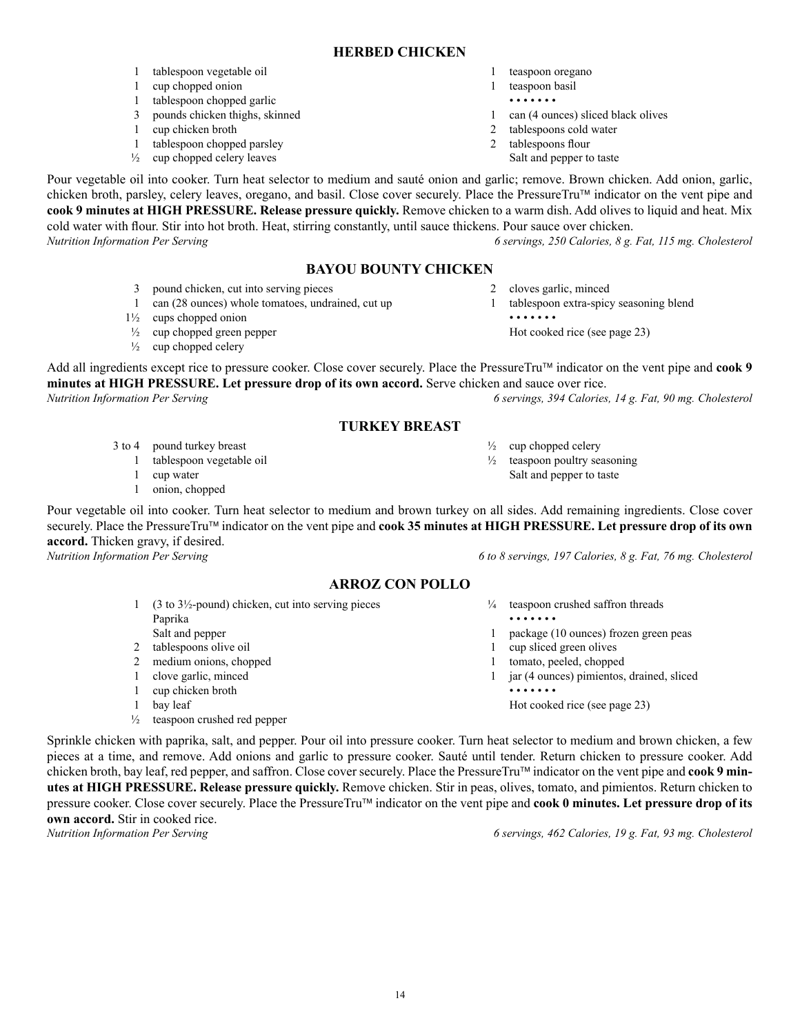## HERBED CHICKEN

- 1 tablespoon vegetable oil
- 1 cup chopped onion
- 1 tablespoon chopped garlic
- 3 pounds chicken thighs, skinned
- 1 cup chicken broth
- 1 tablespoon chopped parsley
- ½ cup chopped celery leaves
- 1 teaspoon oregano
- 1 teaspoon basil

• • • • • • •

- 1 can (4 ounces) sliced black olives
- 2 tablespoons cold water
- 2 tablespoons flour
- Salt and pepper to taste

Pour vegetable oil into cooker. Turn heat selector to medium and sauté onion and garlic; remove. Brown chicken. Add onion, garlic, chicken broth, parsley, celery leaves, oregano, and basil. Close cover securely. Place the PressureTru™ indicator on the vent pipe and **cook 9 minutes at HIGH PRESSURE. Release pressure quickly.** Remove chicken to a warm dish. Add olives to liquid and heat. Mix cold water with flour. Stir into hot broth. Heat, stirring constantly, until sauce thickens. Pour sauce over chicken.

*Nutrition Information Per Serving* — *6 servings, 250 Calories, 8 g. Fat, 115 mg. Cholesterol*

## BAYOU BOUNTY CHICKEN

- 3 pound chicken, cut into serving pieces
- 1 can (28 ounces) whole tomatoes, undrained, cut up
- 1½ cups chopped onion
- ½ cup chopped green pepper
- ½ cup chopped celery
- 2 cloves garlic, minced
- 1 tablespoon extra-spicy seasoning blend

• • • • • • •

- Hot cooked rice (see page 23)

Add all ingredients except rice to pressure cooker. Close cover securely. Place the PressureTru™ indicator on the vent pipe and **cook 9 minutes at HIGH PRESSURE. Let pressure drop of its own accord.** Serve chicken and sauce over rice.

*Nutrition Information Per Serving* — *6 servings, 394 Calories, 14 g. Fat, 90 mg. Cholesterol*

## TURKEY BREAST

- 3 to 4 pound turkey breast
- 1 tablespoon vegetable oil
- 1 cup water
- 1 onion, chopped
- ½ cup chopped celery
- ½ teaspoon poultry seasoning
- Salt and pepper to taste

Pour vegetable oil into cooker. Turn heat selector to medium and brown turkey on all sides. Add remaining ingredients. Close cover securely. Place the PressureTru™ indicator on the vent pipe and **cook 35 minutes at HIGH PRESSURE. Let pressure drop of its own accord.** Thicken gravy, if desired.

*Nutrition Information Per Serving* — *6 to 8 servings, 197 Calories, 8 g. Fat, 76 mg. Cholesterol*

## ARROZ CON POLLO

- 1 (3 to 3½-pound) chicken, cut into serving pieces
- Paprika
- Salt and pepper
- 2 tablespoons olive oil
- 2 medium onions, chopped
- 1 clove garlic, minced
- 1 cup chicken broth
- 1 bay leaf
- ½ teaspoon crushed red pepper
- ¼ teaspoon crushed saffron threads

• • • • • • •

- 1 package (10 ounces) frozen green peas
- 1 cup sliced green olives
- 1 tomato, peeled, chopped
- 1 jar (4 ounces) pimientos, drained, sliced

• • • • • • •

- Hot cooked rice (see page 23)

Sprinkle chicken with paprika, salt, and pepper. Pour oil into pressure cooker. Turn heat selector to medium and brown chicken, a few pieces at a time, and remove. Add onions and garlic to pressure cooker. Sauté until tender. Return chicken to pressure cooker. Add chicken broth, bay leaf, red pepper, and saffron. Close cover securely. Place the PressureTru™ indicator on the vent pipe and **cook 9 minutes at HIGH PRESSURE. Release pressure quickly.** Remove chicken. Stir in peas, olives, tomato, and pimientos. Return chicken to pressure cooker. Close cover securely. Place the PressureTru™ indicator on the vent pipe and **cook 0 minutes. Let pressure drop of its own accord.** Stir in cooked rice.

*Nutrition Information Per Serving* — *6 servings, 462 Calories, 19 g. Fat, 93 mg. Cholesterol*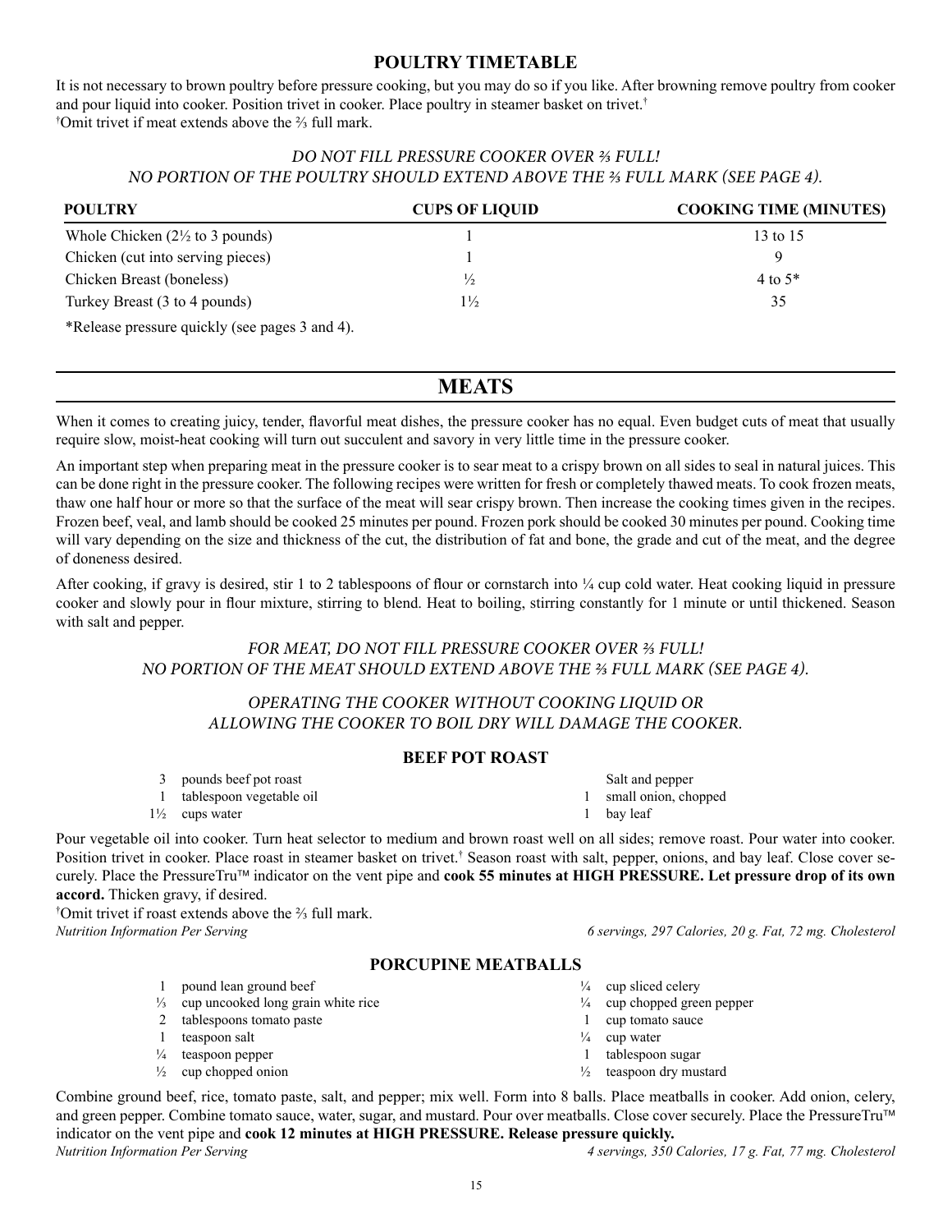## POULTRY TIMETABLE

It is not necessary to brown poultry before pressure cooking, but you may do so if you like. After browning remove poultry from cooker and pour liquid into cooker. Position trivet in cooker. Place poultry in steamer basket on trivet.†

†Omit trivet if meat extends above the ⅔ full mark.

*DO NOT FILL PRESSURE COOKER OVER ⅔ FULL!*
*NO PORTION OF THE POULTRY SHOULD EXTEND ABOVE THE ⅔ FULL MARK (SEE PAGE 4).*

| POULTRY | CUPS OF LIQUID | COOKING TIME (MINUTES) |
|---|---|---|
| Whole Chicken (2½ to 3 pounds) | 1 | 13 to 15 |
| Chicken (cut into serving pieces) | 1 | 9 |
| Chicken Breast (boneless) | ½ | 4 to 5* |
| Turkey Breast (3 to 4 pounds) | 1½ | 35 |

*Release pressure quickly (see pages 3 and 4).

## MEATS

When it comes to creating juicy, tender, flavorful meat dishes, the pressure cooker has no equal. Even budget cuts of meat that usually require slow, moist-heat cooking will turn out succulent and savory in very little time in the pressure cooker.

An important step when preparing meat in the pressure cooker is to sear meat to a crispy brown on all sides to seal in natural juices. This can be done right in the pressure cooker. The following recipes were written for fresh or completely thawed meats. To cook frozen meats, thaw one half hour or more so that the surface of the meat will sear crispy brown. Then increase the cooking times given in the recipes. Frozen beef, veal, and lamb should be cooked 25 minutes per pound. Frozen pork should be cooked 30 minutes per pound. Cooking time will vary depending on the size and thickness of the cut, the distribution of fat and bone, the grade and cut of the meat, and the degree of doneness desired.

After cooking, if gravy is desired, stir 1 to 2 tablespoons of flour or cornstarch into ¼ cup cold water. Heat cooking liquid in pressure cooker and slowly pour in flour mixture, stirring to blend. Heat to boiling, stirring constantly for 1 minute or until thickened. Season with salt and pepper.

*FOR MEAT, DO NOT FILL PRESSURE COOKER OVER ⅔ FULL!*
*NO PORTION OF THE MEAT SHOULD EXTEND ABOVE THE ⅔ FULL MARK (SEE PAGE 4).*

*OPERATING THE COOKER WITHOUT COOKING LIQUID OR*
*ALLOWING THE COOKER TO BOIL DRY WILL DAMAGE THE COOKER.*

### BEEF POT ROAST

- 3 pounds beef pot roast
- 1 tablespoon vegetable oil
- 1½ cups water
- Salt and pepper
- 1 small onion, chopped
- 1 bay leaf

Pour vegetable oil into cooker. Turn heat selector to medium and brown roast well on all sides; remove roast. Pour water into cooker. Position trivet in cooker. Place roast in steamer basket on trivet.† Season roast with salt, pepper, onions, and bay leaf. Close cover securely. Place the PressureTru™ indicator on the vent pipe and **cook 55 minutes at HIGH PRESSURE. Let pressure drop of its own accord.** Thicken gravy, if desired.

†Omit trivet if roast extends above the ⅔ full mark.

*Nutrition Information Per Serving* — *6 servings, 297 Calories, 20 g. Fat, 72 mg. Cholesterol*

### PORCUPINE MEATBALLS

- 1 pound lean ground beef
- ⅓ cup uncooked long grain white rice
- 2 tablespoons tomato paste
- 1 teaspoon salt
- ¼ teaspoon pepper
- ½ cup chopped onion
- ¼ cup sliced celery
- ¼ cup chopped green pepper
- 1 cup tomato sauce
- ¼ cup water
- 1 tablespoon sugar
- ½ teaspoon dry mustard

Combine ground beef, rice, tomato paste, salt, and pepper; mix well. Form into 8 balls. Place meatballs in cooker. Add onion, celery, and green pepper. Combine tomato sauce, water, sugar, and mustard. Pour over meatballs. Close cover securely. Place the PressureTru™ indicator on the vent pipe and **cook 12 minutes at HIGH PRESSURE. Release pressure quickly.**

*Nutrition Information Per Serving* — *4 servings, 350 Calories, 17 g. Fat, 77 mg. Cholesterol*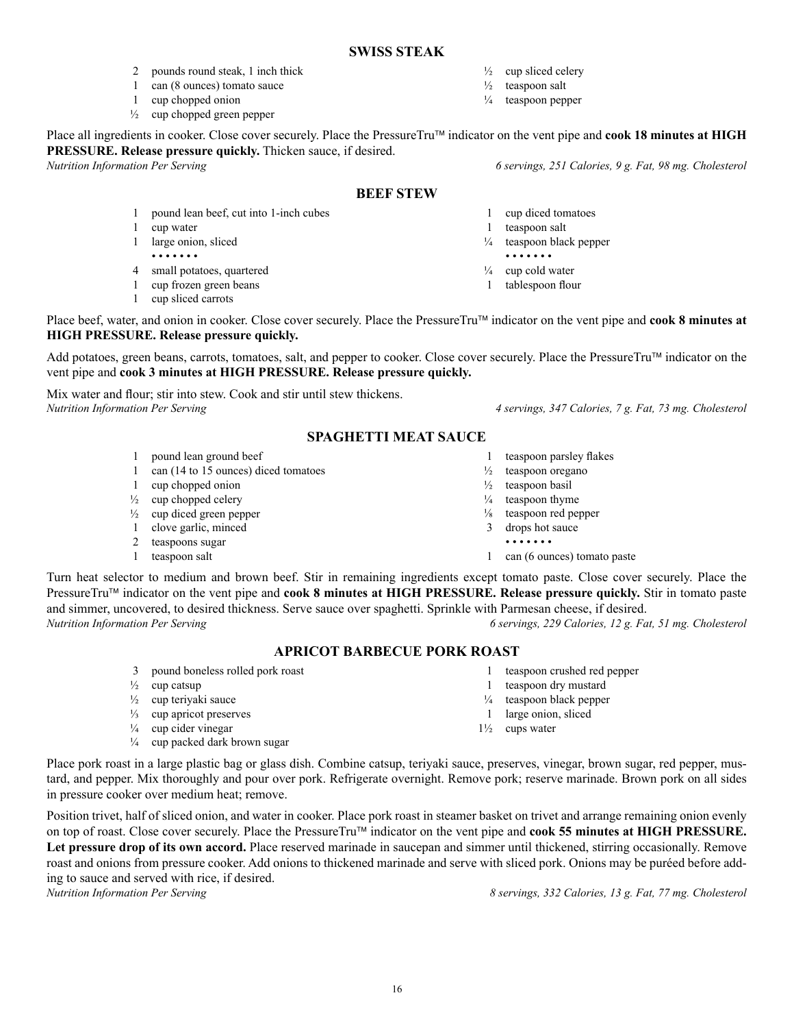## SWISS STEAK

- 2 pounds round steak, 1 inch thick
- 1 can (8 ounces) tomato sauce
- 1 cup chopped onion
- ½ cup chopped green pepper
- ½ cup sliced celery
- ½ teaspoon salt
- ¼ teaspoon pepper

Place all ingredients in cooker. Close cover securely. Place the PressureTru™ indicator on the vent pipe and **cook 18 minutes at HIGH PRESSURE. Release pressure quickly.** Thicken sauce, if desired.

*Nutrition Information Per Serving* *6 servings, 251 Calories, 9 g. Fat, 98 mg. Cholesterol*

## BEEF STEW

- 1 pound lean beef, cut into 1-inch cubes
- 1 cup water
- 1 large onion, sliced

• • • • • • •

- 4 small potatoes, quartered
- 1 cup frozen green beans
- 1 cup sliced carrots
- 1 cup diced tomatoes
- 1 teaspoon salt
- ¼ teaspoon black pepper

• • • • • • •

- ¼ cup cold water
- 1 tablespoon flour

Place beef, water, and onion in cooker. Close cover securely. Place the PressureTru™ indicator on the vent pipe and **cook 8 minutes at HIGH PRESSURE. Release pressure quickly.**

Add potatoes, green beans, carrots, tomatoes, salt, and pepper to cooker. Close cover securely. Place the PressureTru™ indicator on the vent pipe and **cook 3 minutes at HIGH PRESSURE. Release pressure quickly.**

Mix water and flour; stir into stew. Cook and stir until stew thickens.

*Nutrition Information Per Serving* *4 servings, 347 Calories, 7 g. Fat, 73 mg. Cholesterol*

## SPAGHETTI MEAT SAUCE

- 1 pound lean ground beef
- 1 can (14 to 15 ounces) diced tomatoes
- 1 cup chopped onion
- ½ cup chopped celery
- ½ cup diced green pepper
- 1 clove garlic, minced
- 2 teaspoons sugar
- 1 teaspoon salt
- 1 teaspoon parsley flakes
- ½ teaspoon oregano
- ½ teaspoon basil
- ¼ teaspoon thyme
- ⅛ teaspoon red pepper
- 3 drops hot sauce

• • • • • • •

- 1 can (6 ounces) tomato paste

Turn heat selector to medium and brown beef. Stir in remaining ingredients except tomato paste. Close cover securely. Place the PressureTru™ indicator on the vent pipe and **cook 8 minutes at HIGH PRESSURE. Release pressure quickly.** Stir in tomato paste and simmer, uncovered, to desired thickness. Serve sauce over spaghetti. Sprinkle with Parmesan cheese, if desired.

*Nutrition Information Per Serving* *6 servings, 229 Calories, 12 g. Fat, 51 mg. Cholesterol*

## APRICOT BARBECUE PORK ROAST

- 3 pound boneless rolled pork roast
- ½ cup catsup
- ½ cup teriyaki sauce
- ⅓ cup apricot preserves
- ¼ cup cider vinegar
- ¼ cup packed dark brown sugar
- 1 teaspoon crushed red pepper
- 1 teaspoon dry mustard
- ¼ teaspoon black pepper
- 1 large onion, sliced
- 1½ cups water

Place pork roast in a large plastic bag or glass dish. Combine catsup, teriyaki sauce, preserves, vinegar, brown sugar, red pepper, mustard, and pepper. Mix thoroughly and pour over pork. Refrigerate overnight. Remove pork; reserve marinade. Brown pork on all sides in pressure cooker over medium heat; remove.

Position trivet, half of sliced onion, and water in cooker. Place pork roast in steamer basket on trivet and arrange remaining onion evenly on top of roast. Close cover securely. Place the PressureTru™ indicator on the vent pipe and **cook 55 minutes at HIGH PRESSURE. Let pressure drop of its own accord.** Place reserved marinade in saucepan and simmer until thickened, stirring occasionally. Remove roast and onions from pressure cooker. Add onions to thickened marinade and serve with sliced pork. Onions may be puréed before adding to sauce and served with rice, if desired.

*Nutrition Information Per Serving* *8 servings, 332 Calories, 13 g. Fat, 77 mg. Cholesterol*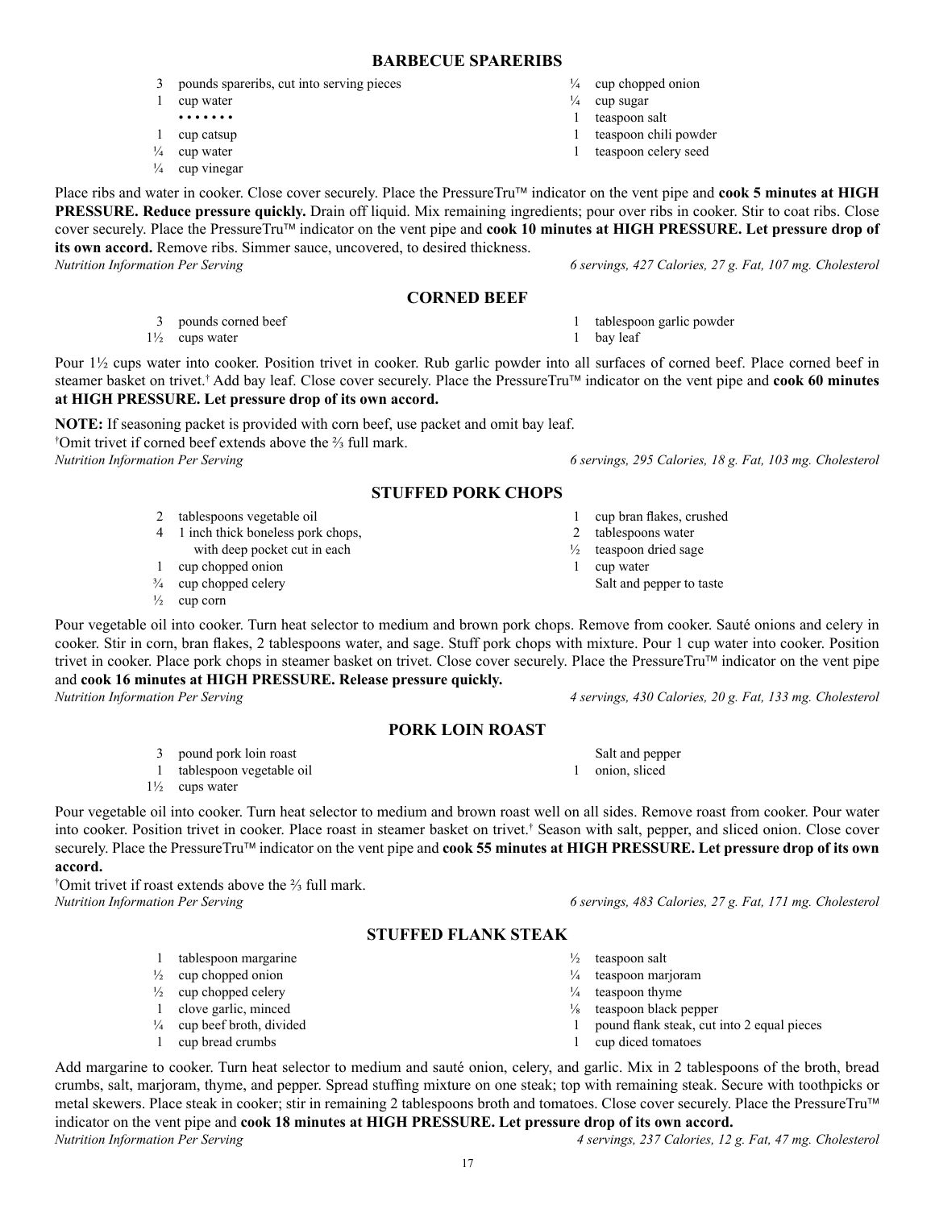## BARBECUE SPARERIBS

- 3 pounds spareribs, cut into serving pieces
- 1 cup water
- • • • • • • •
- 1 cup catsup
- ¼ cup water
- ¼ cup vinegar
- ¼ cup chopped onion
- ¼ cup sugar
- 1 teaspoon salt
- 1 teaspoon chili powder
- 1 teaspoon celery seed

Place ribs and water in cooker. Close cover securely. Place the PressureTru™ indicator on the vent pipe and **cook 5 minutes at HIGH PRESSURE. Reduce pressure quickly.** Drain off liquid. Mix remaining ingredients; pour over ribs in cooker. Stir to coat ribs. Close cover securely. Place the PressureTru™ indicator on the vent pipe and **cook 10 minutes at HIGH PRESSURE. Let pressure drop of its own accord.** Remove ribs. Simmer sauce, uncovered, to desired thickness.

*Nutrition Information Per Serving* — *6 servings, 427 Calories, 27 g. Fat, 107 mg. Cholesterol*

## CORNED BEEF

- 3 pounds corned beef
- 1½ cups water
- 1 tablespoon garlic powder
- 1 bay leaf

Pour 1½ cups water into cooker. Position trivet in cooker. Rub garlic powder into all surfaces of corned beef. Place corned beef in steamer basket on trivet.† Add bay leaf. Close cover securely. Place the PressureTru™ indicator on the vent pipe and **cook 60 minutes at HIGH PRESSURE. Let pressure drop of its own accord.**

**NOTE:** If seasoning packet is provided with corn beef, use packet and omit bay leaf.

†Omit trivet if corned beef extends above the ⅔ full mark.

*Nutrition Information Per Serving* — *6 servings, 295 Calories, 18 g. Fat, 103 mg. Cholesterol*

## STUFFED PORK CHOPS

- 2 tablespoons vegetable oil
- 4 1 inch thick boneless pork chops, with deep pocket cut in each
- 1 cup chopped onion
- ¾ cup chopped celery
- ½ cup corn
- 1 cup bran flakes, crushed
- 2 tablespoons water
- ½ teaspoon dried sage
- 1 cup water
- Salt and pepper to taste

Pour vegetable oil into cooker. Turn heat selector to medium and brown pork chops. Remove from cooker. Sauté onions and celery in cooker. Stir in corn, bran flakes, 2 tablespoons water, and sage. Stuff pork chops with mixture. Pour 1 cup water into cooker. Position trivet in cooker. Place pork chops in steamer basket on trivet. Close cover securely. Place the PressureTru™ indicator on the vent pipe and **cook 16 minutes at HIGH PRESSURE. Release pressure quickly.**

*Nutrition Information Per Serving* — *4 servings, 430 Calories, 20 g. Fat, 133 mg. Cholesterol*

## PORK LOIN ROAST

- 3 pound pork loin roast
- 1 tablespoon vegetable oil
- 1½ cups water
- Salt and pepper
- 1 onion, sliced

Pour vegetable oil into cooker. Turn heat selector to medium and brown roast well on all sides. Remove roast from cooker. Pour water into cooker. Position trivet in cooker. Place roast in steamer basket on trivet.† Season with salt, pepper, and sliced onion. Close cover securely. Place the PressureTru™ indicator on the vent pipe and **cook 55 minutes at HIGH PRESSURE. Let pressure drop of its own accord.**

†Omit trivet if roast extends above the ⅔ full mark.

*Nutrition Information Per Serving* — *6 servings, 483 Calories, 27 g. Fat, 171 mg. Cholesterol*

## STUFFED FLANK STEAK

- 1 tablespoon margarine
- ½ cup chopped onion
- ½ cup chopped celery
- 1 clove garlic, minced
- ¼ cup beef broth, divided
- 1 cup bread crumbs
- ½ teaspoon salt
- ¼ teaspoon marjoram
- ¼ teaspoon thyme
- ⅛ teaspoon black pepper
- 1 pound flank steak, cut into 2 equal pieces
- 1 cup diced tomatoes

Add margarine to cooker. Turn heat selector to medium and sauté onion, celery, and garlic. Mix in 2 tablespoons of the broth, bread crumbs, salt, marjoram, thyme, and pepper. Spread stuffing mixture on one steak; top with remaining steak. Secure with toothpicks or metal skewers. Place steak in cooker; stir in remaining 2 tablespoons broth and tomatoes. Close cover securely. Place the PressureTru™ indicator on the vent pipe and **cook 18 minutes at HIGH PRESSURE. Let pressure drop of its own accord.**

*Nutrition Information Per Serving* — *4 servings, 237 Calories, 12 g. Fat, 47 mg. Cholesterol*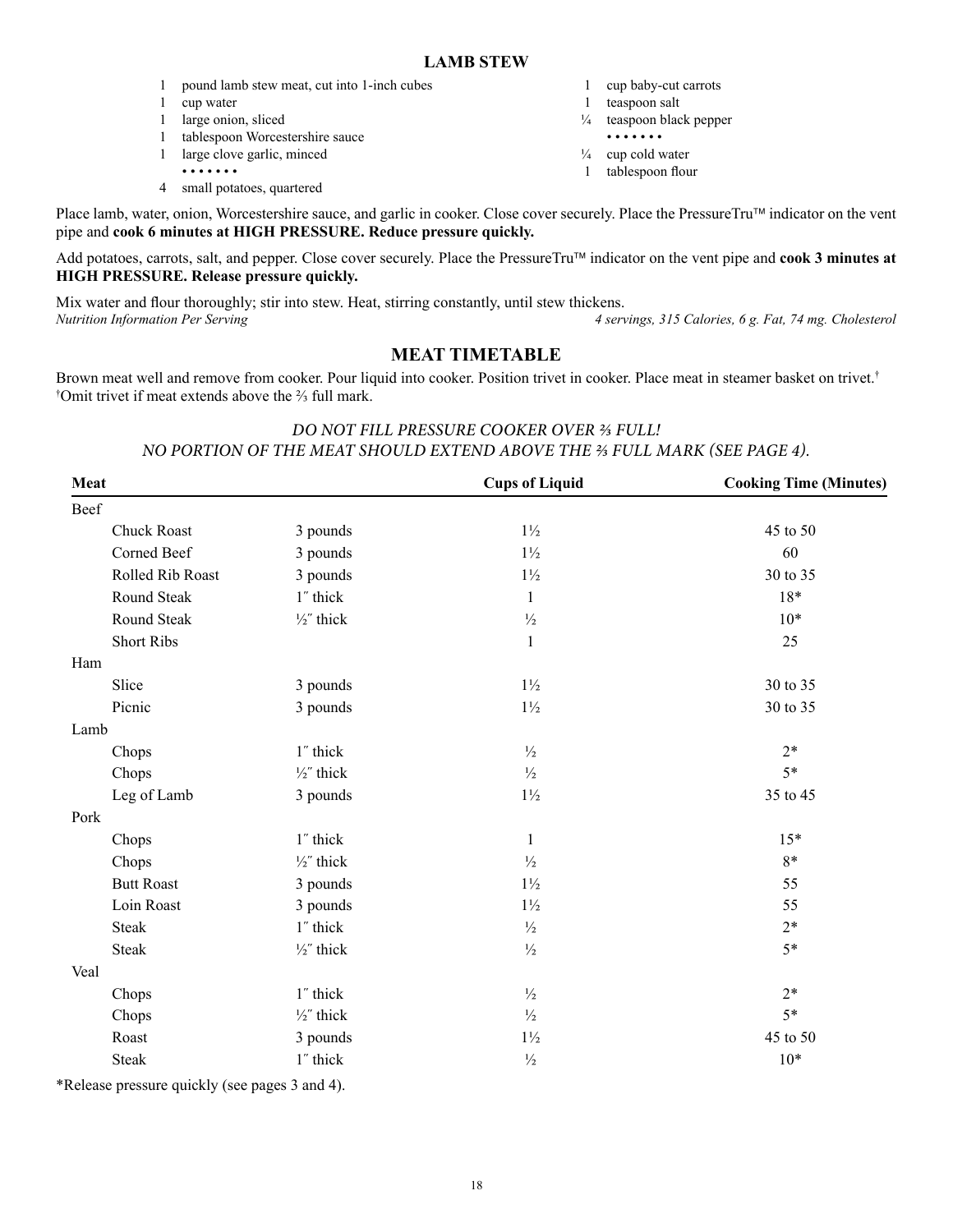## LAMB STEW

- 1 pound lamb stew meat, cut into 1-inch cubes
- 1 cup water
- 1 large onion, sliced
- 1 tablespoon Worcestershire sauce
- 1 large clove garlic, minced

• • • • • • •

- 4 small potatoes, quartered
- 1 cup baby-cut carrots
- 1 teaspoon salt
- ¼ teaspoon black pepper

• • • • • • •

- ¼ cup cold water
- 1 tablespoon flour

Place lamb, water, onion, Worcestershire sauce, and garlic in cooker. Close cover securely. Place the PressureTru™ indicator on the vent pipe and **cook 6 minutes at HIGH PRESSURE. Reduce pressure quickly.**

Add potatoes, carrots, salt, and pepper. Close cover securely. Place the PressureTru™ indicator on the vent pipe and **cook 3 minutes at HIGH PRESSURE. Release pressure quickly.**

Mix water and flour thoroughly; stir into stew. Heat, stirring constantly, until stew thickens.

*Nutrition Information Per Serving* — *4 servings, 315 Calories, 6 g. Fat, 74 mg. Cholesterol*

## MEAT TIMETABLE

Brown meat well and remove from cooker. Pour liquid into cooker. Position trivet in cooker. Place meat in steamer basket on trivet.†

†Omit trivet if meat extends above the ⅔ full mark.

*DO NOT FILL PRESSURE COOKER OVER ⅔ FULL!*
*NO PORTION OF THE MEAT SHOULD EXTEND ABOVE THE ⅔ FULL MARK (SEE PAGE 4).*

| Meat | | Cups of Liquid | Cooking Time (Minutes) |
|---|---|---|---|
| Beef | | | |
| Chuck Roast | 3 pounds | 1½ | 45 to 50 |
| Corned Beef | 3 pounds | 1½ | 60 |
| Rolled Rib Roast | 3 pounds | 1½ | 30 to 35 |
| Round Steak | 1″ thick | 1 | 18* |
| Round Steak | ½″ thick | ½ | 10* |
| Short Ribs | | 1 | 25 |
| Ham | | | |
| Slice | 3 pounds | 1½ | 30 to 35 |
| Picnic | 3 pounds | 1½ | 30 to 35 |
| Lamb | | | |
| Chops | 1″ thick | ½ | 2* |
| Chops | ½″ thick | ½ | 5* |
| Leg of Lamb | 3 pounds | 1½ | 35 to 45 |
| Pork | | | |
| Chops | 1″ thick | 1 | 15* |
| Chops | ½″ thick | ½ | 8* |
| Butt Roast | 3 pounds | 1½ | 55 |
| Loin Roast | 3 pounds | 1½ | 55 |
| Steak | 1″ thick | ½ | 2* |
| Steak | ½″ thick | ½ | 5* |
| Veal | | | |
| Chops | 1″ thick | ½ | 2* |
| Chops | ½″ thick | ½ | 5* |
| Roast | 3 pounds | 1½ | 45 to 50 |
| Steak | 1″ thick | ½ | 10* |

*Release pressure quickly (see pages 3 and 4).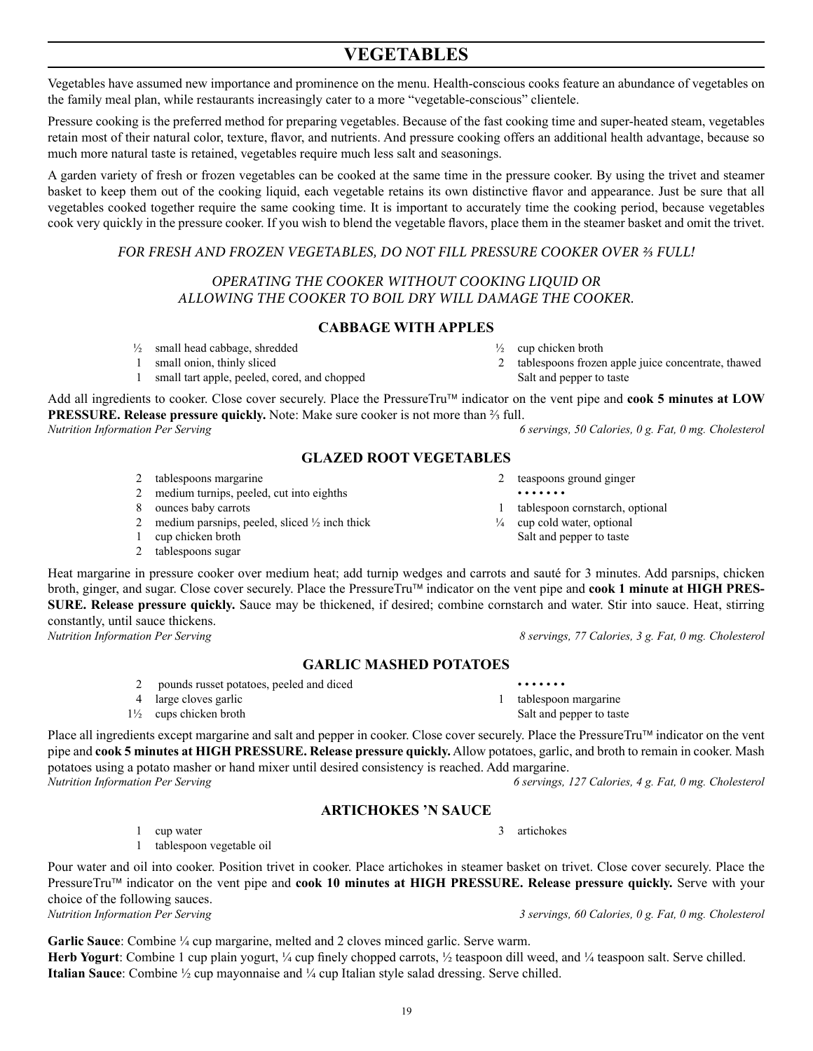# VEGETABLES

Vegetables have assumed new importance and prominence on the menu. Health-conscious cooks feature an abundance of vegetables on the family meal plan, while restaurants increasingly cater to a more "vegetable-conscious" clientele.

Pressure cooking is the preferred method for preparing vegetables. Because of the fast cooking time and super-heated steam, vegetables retain most of their natural color, texture, flavor, and nutrients. And pressure cooking offers an additional health advantage, because so much more natural taste is retained, vegetables require much less salt and seasonings.

A garden variety of fresh or frozen vegetables can be cooked at the same time in the pressure cooker. By using the trivet and steamer basket to keep them out of the cooking liquid, each vegetable retains its own distinctive flavor and appearance. Just be sure that all vegetables cooked together require the same cooking time. It is important to accurately time the cooking period, because vegetables cook very quickly in the pressure cooker. If you wish to blend the vegetable flavors, place them in the steamer basket and omit the trivet.

*FOR FRESH AND FROZEN VEGETABLES, DO NOT FILL PRESSURE COOKER OVER ⅔ FULL!*

*OPERATING THE COOKER WITHOUT COOKING LIQUID OR ALLOWING THE COOKER TO BOIL DRY WILL DAMAGE THE COOKER.*

## CABBAGE WITH APPLES

- ½ small head cabbage, shredded
- 1 small onion, thinly sliced
- 1 small tart apple, peeled, cored, and chopped
- ½ cup chicken broth
- 2 tablespoons frozen apple juice concentrate, thawed
- Salt and pepper to taste

Add all ingredients to cooker. Close cover securely. Place the PressureTru™ indicator on the vent pipe and **cook 5 minutes at LOW PRESSURE. Release pressure quickly.** Note: Make sure cooker is not more than ⅔ full.

*Nutrition Information Per Serving* — *6 servings, 50 Calories, 0 g. Fat, 0 mg. Cholesterol*

## GLAZED ROOT VEGETABLES

- 2 tablespoons margarine
- 2 medium turnips, peeled, cut into eighths
- 8 ounces baby carrots
- 2 medium parsnips, peeled, sliced ½ inch thick
- 1 cup chicken broth
- 2 tablespoons sugar
- 2 teaspoons ground ginger

• • • • • • •

- 1 tablespoon cornstarch, optional
- ¼ cup cold water, optional
- Salt and pepper to taste

Heat margarine in pressure cooker over medium heat; add turnip wedges and carrots and sauté for 3 minutes. Add parsnips, chicken broth, ginger, and sugar. Close cover securely. Place the PressureTru™ indicator on the vent pipe and **cook 1 minute at HIGH PRESSURE. Release pressure quickly.** Sauce may be thickened, if desired; combine cornstarch and water. Stir into sauce. Heat, stirring constantly, until sauce thickens.

*Nutrition Information Per Serving* — *8 servings, 77 Calories, 3 g. Fat, 0 mg. Cholesterol*

## GARLIC MASHED POTATOES

- 2 pounds russet potatoes, peeled and diced
- 4 large cloves garlic
- 1½ cups chicken broth

• • • • • • •

- 1 tablespoon margarine
- Salt and pepper to taste

Place all ingredients except margarine and salt and pepper in cooker. Close cover securely. Place the PressureTru™ indicator on the vent pipe and **cook 5 minutes at HIGH PRESSURE. Release pressure quickly.** Allow potatoes, garlic, and broth to remain in cooker. Mash potatoes using a potato masher or hand mixer until desired consistency is reached. Add margarine.

*Nutrition Information Per Serving* — *6 servings, 127 Calories, 4 g. Fat, 0 mg. Cholesterol*

## ARTICHOKES 'N SAUCE

- 1 cup water
- 1 tablespoon vegetable oil
- 3 artichokes

Pour water and oil into cooker. Position trivet in cooker. Place artichokes in steamer basket on trivet. Close cover securely. Place the PressureTru™ indicator on the vent pipe and **cook 10 minutes at HIGH PRESSURE. Release pressure quickly.** Serve with your choice of the following sauces.

*Nutrition Information Per Serving* — *3 servings, 60 Calories, 0 g. Fat, 0 mg. Cholesterol*

**Garlic Sauce**: Combine ¼ cup margarine, melted and 2 cloves minced garlic. Serve warm.

**Herb Yogurt**: Combine 1 cup plain yogurt, ¼ cup finely chopped carrots, ½ teaspoon dill weed, and ¼ teaspoon salt. Serve chilled.

**Italian Sauce**: Combine ½ cup mayonnaise and ¼ cup Italian style salad dressing. Serve chilled.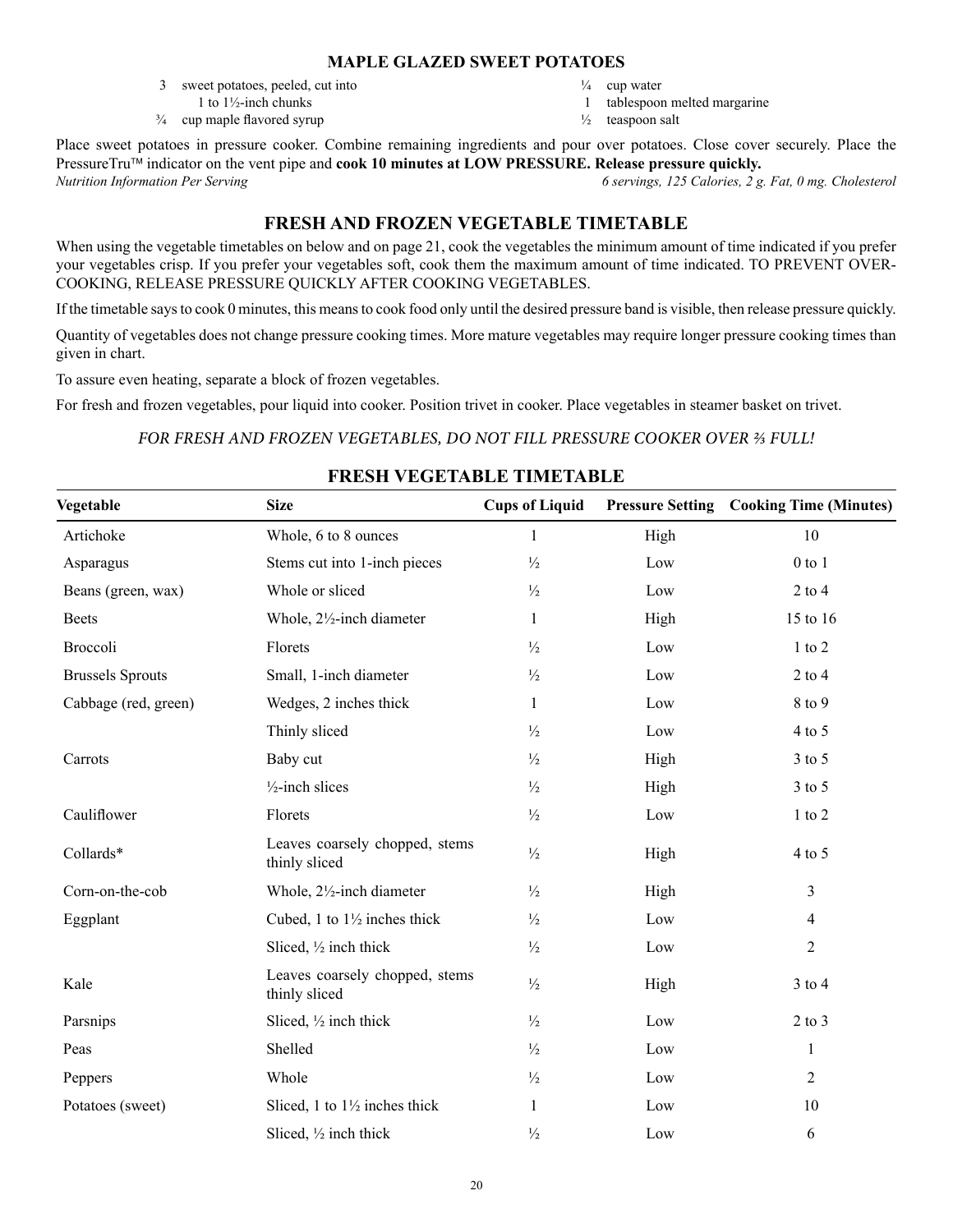## MAPLE GLAZED SWEET POTATOES

- 3 sweet potatoes, peeled, cut into 1 to 1½-inch chunks
- ¾ cup maple flavored syrup
- ¼ cup water
- 1 tablespoon melted margarine
- ½ teaspoon salt

Place sweet potatoes in pressure cooker. Combine remaining ingredients and pour over potatoes. Close cover securely. Place the PressureTru™ indicator on the vent pipe and **cook 10 minutes at LOW PRESSURE. Release pressure quickly.**

*Nutrition Information Per Serving* — *6 servings, 125 Calories, 2 g. Fat, 0 mg. Cholesterol*

## FRESH AND FROZEN VEGETABLE TIMETABLE

When using the vegetable timetables on below and on page 21, cook the vegetables the minimum amount of time indicated if you prefer your vegetables crisp. If you prefer your vegetables soft, cook them the maximum amount of time indicated. TO PREVENT OVER-COOKING, RELEASE PRESSURE QUICKLY AFTER COOKING VEGETABLES.

If the timetable says to cook 0 minutes, this means to cook food only until the desired pressure band is visible, then release pressure quickly.

Quantity of vegetables does not change pressure cooking times. More mature vegetables may require longer pressure cooking times than given in chart.

To assure even heating, separate a block of frozen vegetables.

For fresh and frozen vegetables, pour liquid into cooker. Position trivet in cooker. Place vegetables in steamer basket on trivet.

*FOR FRESH AND FROZEN VEGETABLES, DO NOT FILL PRESSURE COOKER OVER ⅔ FULL!*

## FRESH VEGETABLE TIMETABLE

| Vegetable | Size | Cups of Liquid | Pressure Setting | Cooking Time (Minutes) |
|---|---|---|---|---|
| Artichoke | Whole, 6 to 8 ounces | 1 | High | 10 |
| Asparagus | Stems cut into 1-inch pieces | ½ | Low | 0 to 1 |
| Beans (green, wax) | Whole or sliced | ½ | Low | 2 to 4 |
| Beets | Whole, 2½-inch diameter | 1 | High | 15 to 16 |
| Broccoli | Florets | ½ | Low | 1 to 2 |
| Brussels Sprouts | Small, 1-inch diameter | ½ | Low | 2 to 4 |
| Cabbage (red, green) | Wedges, 2 inches thick | 1 | Low | 8 to 9 |
| | Thinly sliced | ½ | Low | 4 to 5 |
| Carrots | Baby cut | ½ | High | 3 to 5 |
| | ½-inch slices | ½ | High | 3 to 5 |
| Cauliflower | Florets | ½ | Low | 1 to 2 |
| Collards* | Leaves coarsely chopped, stems thinly sliced | ½ | High | 4 to 5 |
| Corn-on-the-cob | Whole, 2½-inch diameter | ½ | High | 3 |
| Eggplant | Cubed, 1 to 1½ inches thick | ½ | Low | 4 |
| | Sliced, ½ inch thick | ½ | Low | 2 |
| Kale | Leaves coarsely chopped, stems thinly sliced | ½ | High | 3 to 4 |
| Parsnips | Sliced, ½ inch thick | ½ | Low | 2 to 3 |
| Peas | Shelled | ½ | Low | 1 |
| Peppers | Whole | ½ | Low | 2 |
| Potatoes (sweet) | Sliced, 1 to 1½ inches thick | 1 | Low | 10 |
| | Sliced, ½ inch thick | ½ | Low | 6 |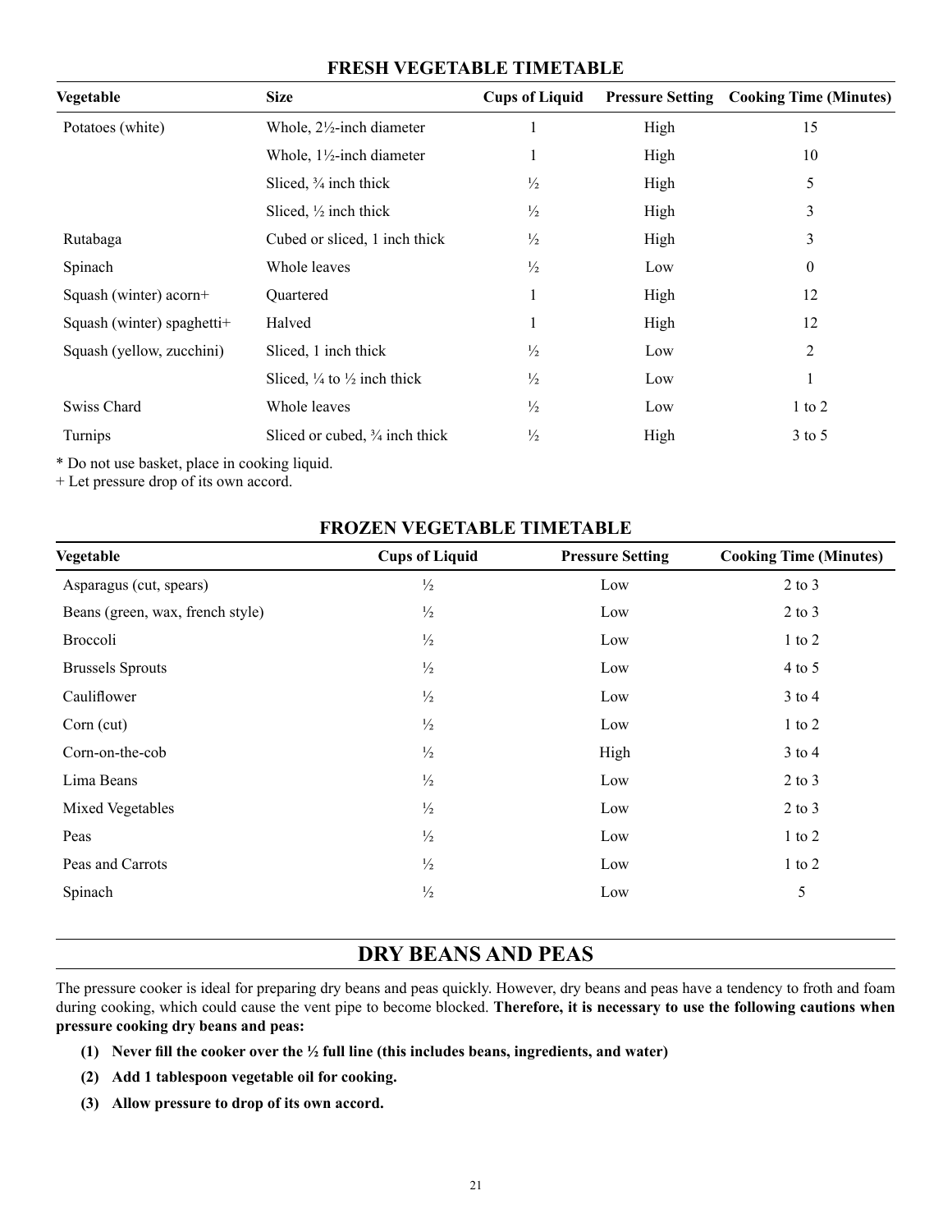### FRESH VEGETABLE TIMETABLE

| Vegetable | Size | Cups of Liquid | Pressure Setting | Cooking Time (Minutes) |
|---|---|---|---|---|
| Potatoes (white) | Whole, 2½-inch diameter | 1 | High | 15 |
| | Whole, 1½-inch diameter | 1 | High | 10 |
| | Sliced, ¾ inch thick | ½ | High | 5 |
| | Sliced, ½ inch thick | ½ | High | 3 |
| Rutabaga | Cubed or sliced, 1 inch thick | ½ | High | 3 |
| Spinach | Whole leaves | ½ | Low | 0 |
| Squash (winter) acorn+ | Quartered | 1 | High | 12 |
| Squash (winter) spaghetti+ | Halved | 1 | High | 12 |
| Squash (yellow, zucchini) | Sliced, 1 inch thick | ½ | Low | 2 |
| | Sliced, ¼ to ½ inch thick | ½ | Low | 1 |
| Swiss Chard | Whole leaves | ½ | Low | 1 to 2 |
| Turnips | Sliced or cubed, ¾ inch thick | ½ | High | 3 to 5 |

* Do not use basket, place in cooking liquid.
+ Let pressure drop of its own accord.

### FROZEN VEGETABLE TIMETABLE

| Vegetable | Cups of Liquid | Pressure Setting | Cooking Time (Minutes) |
|---|---|---|---|
| Asparagus (cut, spears) | ½ | Low | 2 to 3 |
| Beans (green, wax, french style) | ½ | Low | 2 to 3 |
| Broccoli | ½ | Low | 1 to 2 |
| Brussels Sprouts | ½ | Low | 4 to 5 |
| Cauliflower | ½ | Low | 3 to 4 |
| Corn (cut) | ½ | Low | 1 to 2 |
| Corn-on-the-cob | ½ | High | 3 to 4 |
| Lima Beans | ½ | Low | 2 to 3 |
| Mixed Vegetables | ½ | Low | 2 to 3 |
| Peas | ½ | Low | 1 to 2 |
| Peas and Carrots | ½ | Low | 1 to 2 |
| Spinach | ½ | Low | 5 |

## DRY BEANS AND PEAS

The pressure cooker is ideal for preparing dry beans and peas quickly. However, dry beans and peas have a tendency to froth and foam during cooking, which could cause the vent pipe to become blocked. **Therefore, it is necessary to use the following cautions when pressure cooking dry beans and peas:**

**(1) Never fill the cooker over the ½ full line (this includes beans, ingredients, and water)**

**(2) Add 1 tablespoon vegetable oil for cooking.**

**(3) Allow pressure to drop of its own accord.**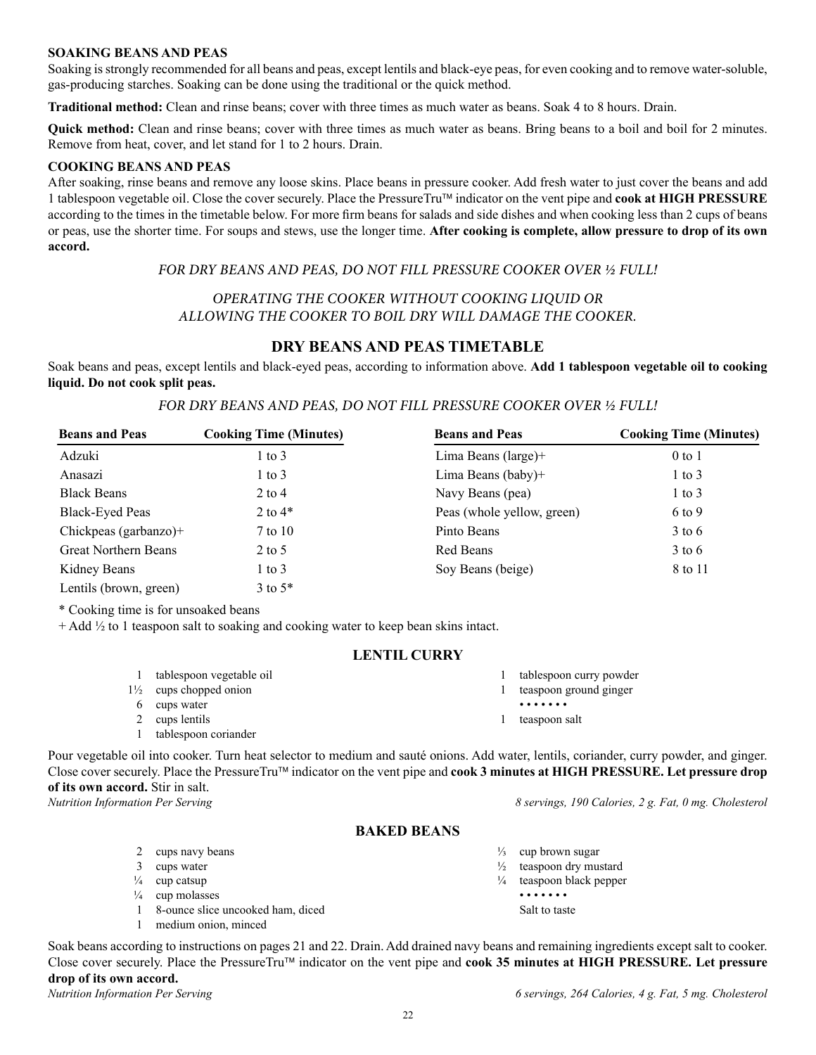### SOAKING BEANS AND PEAS

Soaking is strongly recommended for all beans and peas, except lentils and black-eye peas, for even cooking and to remove water-soluble, gas-producing starches. Soaking can be done using the traditional or the quick method.

**Traditional method:** Clean and rinse beans; cover with three times as much water as beans. Soak 4 to 8 hours. Drain.

**Quick method:** Clean and rinse beans; cover with three times as much water as beans. Bring beans to a boil and boil for 2 minutes. Remove from heat, cover, and let stand for 1 to 2 hours. Drain.

### COOKING BEANS AND PEAS

After soaking, rinse beans and remove any loose skins. Place beans in pressure cooker. Add fresh water to just cover the beans and add 1 tablespoon vegetable oil. Close the cover securely. Place the PressureTru™ indicator on the vent pipe and **cook at HIGH PRESSURE** according to the times in the timetable below. For more firm beans for salads and side dishes and when cooking less than 2 cups of beans or peas, use the shorter time. For soups and stews, use the longer time. **After cooking is complete, allow pressure to drop of its own accord.**

*FOR DRY BEANS AND PEAS, DO NOT FILL PRESSURE COOKER OVER ½ FULL!*

*OPERATING THE COOKER WITHOUT COOKING LIQUID OR ALLOWING THE COOKER TO BOIL DRY WILL DAMAGE THE COOKER.*

## DRY BEANS AND PEAS TIMETABLE

Soak beans and peas, except lentils and black-eyed peas, according to information above. **Add 1 tablespoon vegetable oil to cooking liquid. Do not cook split peas.**

*FOR DRY BEANS AND PEAS, DO NOT FILL PRESSURE COOKER OVER ½ FULL!*

| Beans and Peas | Cooking Time (Minutes) | Beans and Peas | Cooking Time (Minutes) |
|---|---|---|---|
| Adzuki | 1 to 3 | Lima Beans (large)+ | 0 to 1 |
| Anasazi | 1 to 3 | Lima Beans (baby)+ | 1 to 3 |
| Black Beans | 2 to 4 | Navy Beans (pea) | 1 to 3 |
| Black-Eyed Peas | 2 to 4* | Peas (whole yellow, green) | 6 to 9 |
| Chickpeas (garbanzo)+ | 7 to 10 | Pinto Beans | 3 to 6 |
| Great Northern Beans | 2 to 5 | Red Beans | 3 to 6 |
| Kidney Beans | 1 to 3 | Soy Beans (beige) | 8 to 11 |
| Lentils (brown, green) | 3 to 5* | | |

\* Cooking time is for unsoaked beans

\+ Add ½ to 1 teaspoon salt to soaking and cooking water to keep bean skins intact.

## LENTIL CURRY

- 1 tablespoon vegetable oil
- 1½ cups chopped onion
- 6 cups water
- 2 cups lentils
- 1 tablespoon coriander
- 1 tablespoon curry powder
- 1 teaspoon ground ginger
- • • • • • • •
- 1 teaspoon salt

Pour vegetable oil into cooker. Turn heat selector to medium and sauté onions. Add water, lentils, coriander, curry powder, and ginger. Close cover securely. Place the PressureTru™ indicator on the vent pipe and **cook 3 minutes at HIGH PRESSURE. Let pressure drop of its own accord.** Stir in salt.

*Nutrition Information Per Serving* — *8 servings, 190 Calories, 2 g. Fat, 0 mg. Cholesterol*

## BAKED BEANS

- 2 cups navy beans
- 3 cups water
- ¼ cup catsup
- ¼ cup molasses
- 1 8-ounce slice uncooked ham, diced
- 1 medium onion, minced
- ⅓ cup brown sugar
- ½ teaspoon dry mustard
- ¼ teaspoon black pepper
- • • • • • • •
- Salt to taste

Soak beans according to instructions on pages 21 and 22. Drain. Add drained navy beans and remaining ingredients except salt to cooker. Close cover securely. Place the PressureTru™ indicator on the vent pipe and **cook 35 minutes at HIGH PRESSURE. Let pressure drop of its own accord.**

*Nutrition Information Per Serving* — *6 servings, 264 Calories, 4 g. Fat, 5 mg. Cholesterol*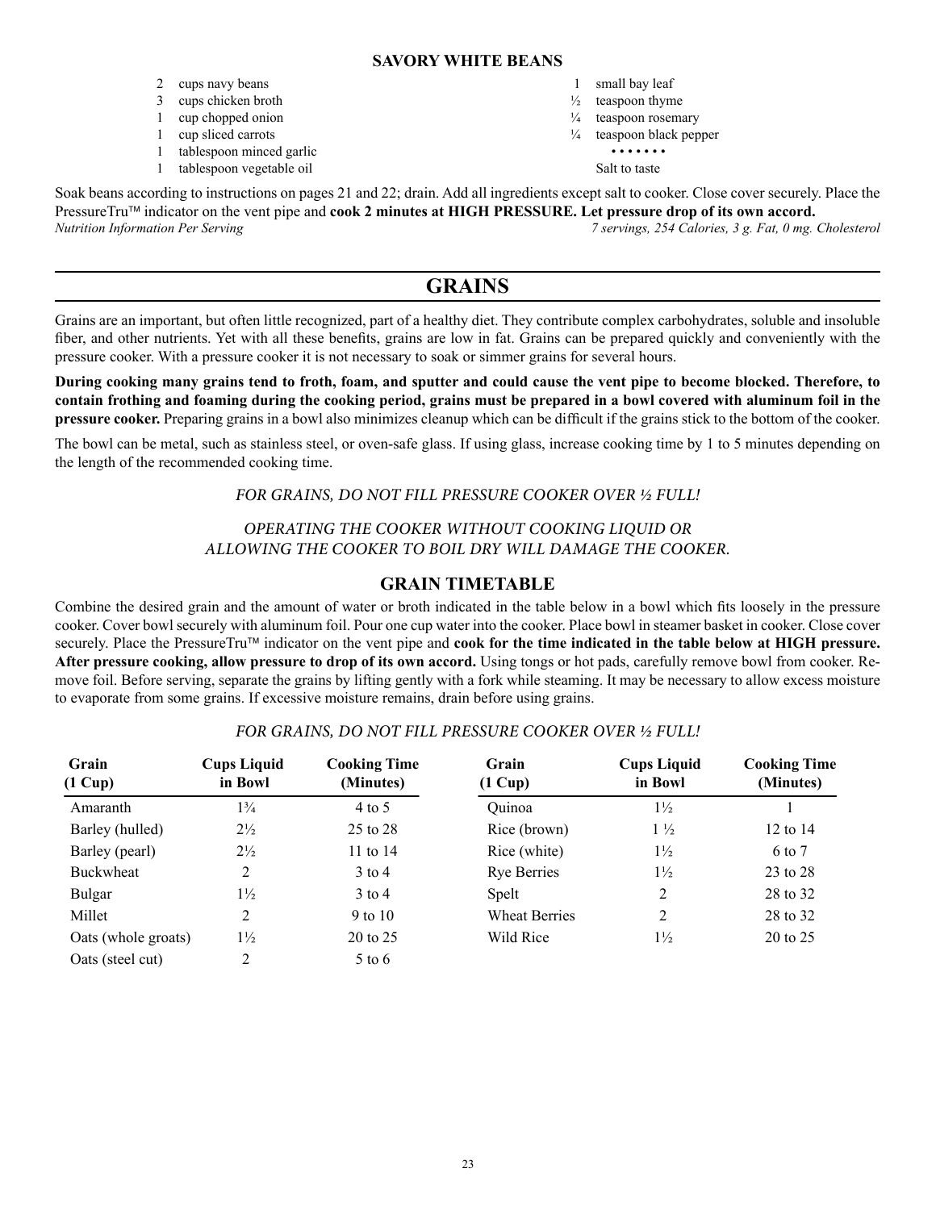### SAVORY WHITE BEANS

- 2 cups navy beans
- 3 cups chicken broth
- 1 cup chopped onion
- 1 cup sliced carrots
- 1 tablespoon minced garlic
- 1 tablespoon vegetable oil
- 1 small bay leaf
- ½ teaspoon thyme
- ¼ teaspoon rosemary
- ¼ teaspoon black pepper

• • • • • • •

Salt to taste

Soak beans according to instructions on pages 21 and 22; drain. Add all ingredients except salt to cooker. Close cover securely. Place the PressureTru™ indicator on the vent pipe and **cook 2 minutes at HIGH PRESSURE. Let pressure drop of its own accord.**

*Nutrition Information Per Serving* *7 servings, 254 Calories, 3 g. Fat, 0 mg. Cholesterol*

---

## GRAINS

Grains are an important, but often little recognized, part of a healthy diet. They contribute complex carbohydrates, soluble and insoluble fiber, and other nutrients. Yet with all these benefits, grains are low in fat. Grains can be prepared quickly and conveniently with the pressure cooker. With a pressure cooker it is not necessary to soak or simmer grains for several hours.

**During cooking many grains tend to froth, foam, and sputter and could cause the vent pipe to become blocked. Therefore, to contain frothing and foaming during the cooking period, grains must be prepared in a bowl covered with aluminum foil in the pressure cooker.** Preparing grains in a bowl also minimizes cleanup which can be difficult if the grains stick to the bottom of the cooker.

The bowl can be metal, such as stainless steel, or oven-safe glass. If using glass, increase cooking time by 1 to 5 minutes depending on the length of the recommended cooking time.

*FOR GRAINS, DO NOT FILL PRESSURE COOKER OVER ½ FULL!*

*OPERATING THE COOKER WITHOUT COOKING LIQUID OR ALLOWING THE COOKER TO BOIL DRY WILL DAMAGE THE COOKER.*

### GRAIN TIMETABLE

Combine the desired grain and the amount of water or broth indicated in the table below in a bowl which fits loosely in the pressure cooker. Cover bowl securely with aluminum foil. Pour one cup water into the cooker. Place bowl in steamer basket in cooker. Close cover securely. Place the PressureTru™ indicator on the vent pipe and **cook for the time indicated in the table below at HIGH pressure. After pressure cooking, allow pressure to drop of its own accord.** Using tongs or hot pads, carefully remove bowl from cooker. Remove foil. Before serving, separate the grains by lifting gently with a fork while steaming. It may be necessary to allow excess moisture to evaporate from some grains. If excessive moisture remains, drain before using grains.

*FOR GRAINS, DO NOT FILL PRESSURE COOKER OVER ½ FULL!*

| Grain (1 Cup) | Cups Liquid in Bowl | Cooking Time (Minutes) |
|---|---|---|
| Amaranth | 1¾ | 4 to 5 |
| Barley (hulled) | 2½ | 25 to 28 |
| Barley (pearl) | 2½ | 11 to 14 |
| Buckwheat | 2 | 3 to 4 |
| Bulgar | 1½ | 3 to 4 |
| Millet | 2 | 9 to 10 |
| Oats (whole groats) | 1½ | 20 to 25 |
| Oats (steel cut) | 2 | 5 to 6 |
| Quinoa | 1½ | 1 |
| Rice (brown) | 1 ½ | 12 to 14 |
| Rice (white) | 1½ | 6 to 7 |
| Rye Berries | 1½ | 23 to 28 |
| Spelt | 2 | 28 to 32 |
| Wheat Berries | 2 | 28 to 32 |
| Wild Rice | 1½ | 20 to 25 |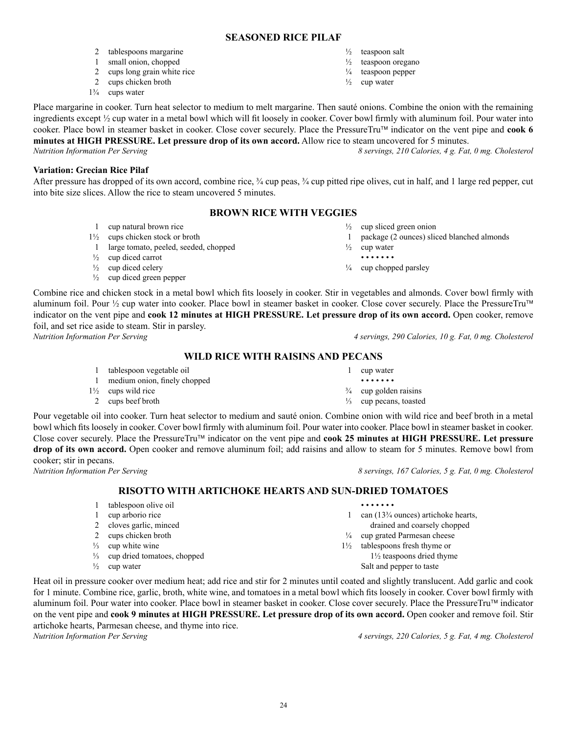## SEASONED RICE PILAF

- 2 tablespoons margarine
- 1 small onion, chopped
- 2 cups long grain white rice
- 2 cups chicken broth
- 1¾ cups water
- ½ teaspoon salt
- ½ teaspoon oregano
- ¼ teaspoon pepper
- ½ cup water

Place margarine in cooker. Turn heat selector to medium to melt margarine. Then sauté onions. Combine the onion with the remaining ingredients except ½ cup water in a metal bowl which will fit loosely in cooker. Cover bowl firmly with aluminum foil. Pour water into cooker. Place bowl in steamer basket in cooker. Close cover securely. Place the PressureTru™ indicator on the vent pipe and **cook 6 minutes at HIGH PRESSURE. Let pressure drop of its own accord.** Allow rice to steam uncovered for 5 minutes.

*Nutrition Information Per Serving* — *8 servings, 210 Calories, 4 g. Fat, 0 mg. Cholesterol*

**Variation: Grecian Rice Pilaf**

After pressure has dropped of its own accord, combine rice, ¾ cup peas, ¾ cup pitted ripe olives, cut in half, and 1 large red pepper, cut into bite size slices. Allow the rice to steam uncovered 5 minutes.

## BROWN RICE WITH VEGGIES

- 1 cup natural brown rice
- 1½ cups chicken stock or broth
- 1 large tomato, peeled, seeded, chopped
- ½ cup diced carrot
- ½ cup diced celery
- ½ cup diced green pepper
- ½ cup sliced green onion
- 1 package (2 ounces) sliced blanched almonds
- ½ cup water

• • • • • • •

- ¼ cup chopped parsley

Combine rice and chicken stock in a metal bowl which fits loosely in cooker. Stir in vegetables and almonds. Cover bowl firmly with aluminum foil. Pour ½ cup water into cooker. Place bowl in steamer basket in cooker. Close cover securely. Place the PressureTru™ indicator on the vent pipe and **cook 12 minutes at HIGH PRESSURE. Let pressure drop of its own accord.** Open cooker, remove foil, and set rice aside to steam. Stir in parsley.

*Nutrition Information Per Serving* — *4 servings, 290 Calories, 10 g. Fat, 0 mg. Cholesterol*

## WILD RICE WITH RAISINS AND PECANS

- 1 tablespoon vegetable oil
- 1 medium onion, finely chopped
- 1½ cups wild rice
- 2 cups beef broth
- 1 cup water

• • • • • • •

- ¾ cup golden raisins
- ⅓ cup pecans, toasted

Pour vegetable oil into cooker. Turn heat selector to medium and sauté onion. Combine onion with wild rice and beef broth in a metal bowl which fits loosely in cooker. Cover bowl firmly with aluminum foil. Pour water into cooker. Place bowl in steamer basket in cooker. Close cover securely. Place the PressureTru™ indicator on the vent pipe and **cook 25 minutes at HIGH PRESSURE. Let pressure drop of its own accord.** Open cooker and remove aluminum foil; add raisins and allow to steam for 5 minutes. Remove bowl from cooker; stir in pecans.

*Nutrition Information Per Serving* — *8 servings, 167 Calories, 5 g. Fat, 0 mg. Cholesterol*

## RISOTTO WITH ARTICHOKE HEARTS AND SUN-DRIED TOMATOES

- 1 tablespoon olive oil
- 1 cup arborio rice
- 2 cloves garlic, minced
- 2 cups chicken broth
- ⅓ cup white wine
- ⅓ cup dried tomatoes, chopped
- ½ cup water

• • • • • • •

- 1 can (13¾ ounces) artichoke hearts, drained and coarsely chopped
- ¼ cup grated Parmesan cheese
- 1½ tablespoons fresh thyme or 1½ teaspoons dried thyme
- Salt and pepper to taste

Heat oil in pressure cooker over medium heat; add rice and stir for 2 minutes until coated and slightly translucent. Add garlic and cook for 1 minute. Combine rice, garlic, broth, white wine, and tomatoes in a metal bowl which fits loosely in cooker. Cover bowl firmly with aluminum foil. Pour water into cooker. Place bowl in steamer basket in cooker. Close cover securely. Place the PressureTru™ indicator on the vent pipe and **cook 9 minutes at HIGH PRESSURE. Let pressure drop of its own accord.** Open cooker and remove foil. Stir artichoke hearts, Parmesan cheese, and thyme into rice.

*Nutrition Information Per Serving* — *4 servings, 220 Calories, 5 g. Fat, 4 mg. Cholesterol*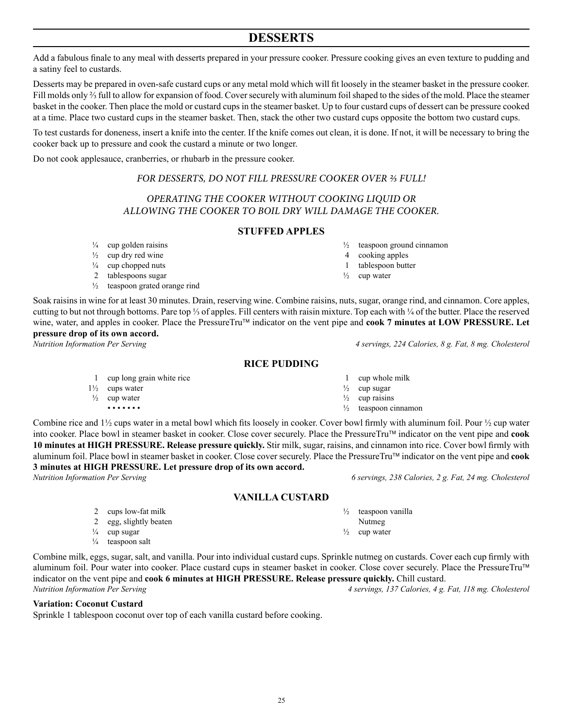# DESSERTS

Add a fabulous finale to any meal with desserts prepared in your pressure cooker. Pressure cooking gives an even texture to pudding and a satiny feel to custards.

Desserts may be prepared in oven-safe custard cups or any metal mold which will fit loosely in the steamer basket in the pressure cooker. Fill molds only ⅔ full to allow for expansion of food. Cover securely with aluminum foil shaped to the sides of the mold. Place the steamer basket in the cooker. Then place the mold or custard cups in the steamer basket. Up to four custard cups of dessert can be pressure cooked at a time. Place two custard cups in the steamer basket. Then, stack the other two custard cups opposite the bottom two custard cups.

To test custards for doneness, insert a knife into the center. If the knife comes out clean, it is done. If not, it will be necessary to bring the cooker back up to pressure and cook the custard a minute or two longer.

Do not cook applesauce, cranberries, or rhubarb in the pressure cooker.

*FOR DESSERTS, DO NOT FILL PRESSURE COOKER OVER ⅔ FULL!*

*OPERATING THE COOKER WITHOUT COOKING LIQUID OR ALLOWING THE COOKER TO BOIL DRY WILL DAMAGE THE COOKER.*

## STUFFED APPLES

- ¼ cup golden raisins
- ½ cup dry red wine
- ¼ cup chopped nuts
- 2 tablespoons sugar
- ½ teaspoon grated orange rind
- ½ teaspoon ground cinnamon
- 4 cooking apples
- 1 tablespoon butter
- ½ cup water

Soak raisins in wine for at least 30 minutes. Drain, reserving wine. Combine raisins, nuts, sugar, orange rind, and cinnamon. Core apples, cutting to but not through bottoms. Pare top ⅓ of apples. Fill centers with raisin mixture. Top each with ¼ of the butter. Place the reserved wine, water, and apples in cooker. Place the PressureTru™ indicator on the vent pipe and **cook 7 minutes at LOW PRESSURE. Let pressure drop of its own accord.**

*Nutrition Information Per Serving* — *4 servings, 224 Calories, 8 g. Fat, 8 mg. Cholesterol*

## RICE PUDDING

- 1 cup long grain white rice
- 1½ cups water
- ½ cup water

• • • • • • •

- 1 cup whole milk
- ½ cup sugar
- ½ cup raisins
- ½ teaspoon cinnamon

Combine rice and 1½ cups water in a metal bowl which fits loosely in cooker. Cover bowl firmly with aluminum foil. Pour ½ cup water into cooker. Place bowl in steamer basket in cooker. Close cover securely. Place the PressureTru™ indicator on the vent pipe and **cook 10 minutes at HIGH PRESSURE. Release pressure quickly.** Stir milk, sugar, raisins, and cinnamon into rice. Cover bowl firmly with aluminum foil. Place bowl in steamer basket in cooker. Close cover securely. Place the PressureTru™ indicator on the vent pipe and **cook 3 minutes at HIGH PRESSURE. Let pressure drop of its own accord.**

*Nutrition Information Per Serving* — *6 servings, 238 Calories, 2 g. Fat, 24 mg. Cholesterol*

## VANILLA CUSTARD

- 2 cups low-fat milk
- 2 egg, slightly beaten
- ¼ cup sugar
- ¼ teaspoon salt
- ½ teaspoon vanilla
- Nutmeg
- ½ cup water

Combine milk, eggs, sugar, salt, and vanilla. Pour into individual custard cups. Sprinkle nutmeg on custards. Cover each cup firmly with aluminum foil. Pour water into cooker. Place custard cups in steamer basket in cooker. Close cover securely. Place the PressureTru™ indicator on the vent pipe and **cook 6 minutes at HIGH PRESSURE. Release pressure quickly.** Chill custard.

*Nutrition Information Per Serving* — *4 servings, 137 Calories, 4 g. Fat, 118 mg. Cholesterol*

**Variation: Coconut Custard**

Sprinkle 1 tablespoon coconut over top of each vanilla custard before cooking.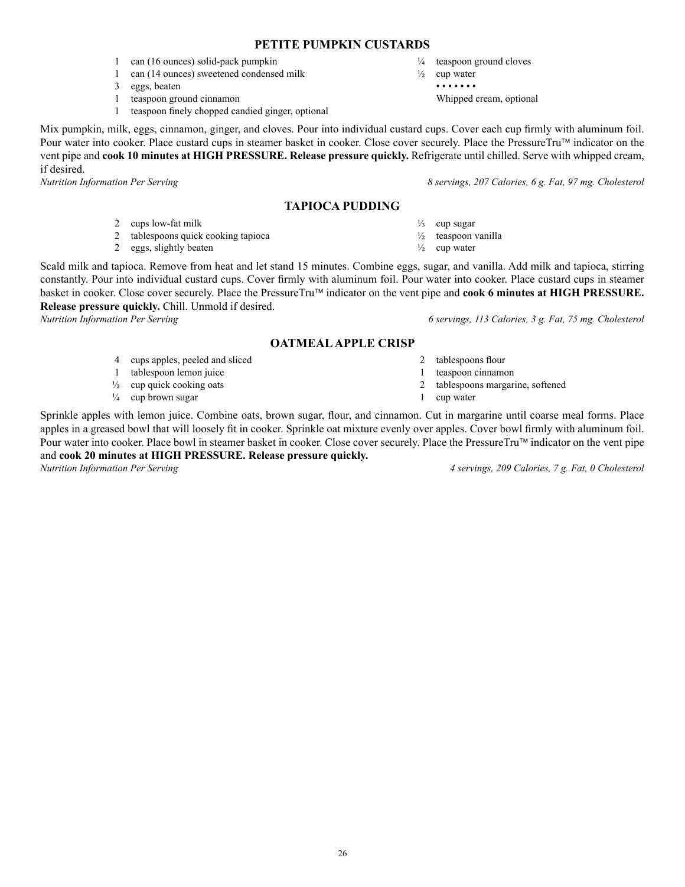## PETITE PUMPKIN CUSTARDS

- 1 can (16 ounces) solid-pack pumpkin
- 1 can (14 ounces) sweetened condensed milk
- 3 eggs, beaten
- 1 teaspoon ground cinnamon
- 1 teaspoon finely chopped candied ginger, optional
- ¼ teaspoon ground cloves
- ½ cup water

• • • • • • •

Whipped cream, optional

Mix pumpkin, milk, eggs, cinnamon, ginger, and cloves. Pour into individual custard cups. Cover each cup firmly with aluminum foil. Pour water into cooker. Place custard cups in steamer basket in cooker. Close cover securely. Place the PressureTru™ indicator on the vent pipe and **cook 10 minutes at HIGH PRESSURE. Release pressure quickly.** Refrigerate until chilled. Serve with whipped cream, if desired.

*Nutrition Information Per Serving* — *8 servings, 207 Calories, 6 g. Fat, 97 mg. Cholesterol*

## TAPIOCA PUDDING

- 2 cups low-fat milk
- 2 tablespoons quick cooking tapioca
- 2 eggs, slightly beaten
- ⅓ cup sugar
- ½ teaspoon vanilla
- ½ cup water

Scald milk and tapioca. Remove from heat and let stand 15 minutes. Combine eggs, sugar, and vanilla. Add milk and tapioca, stirring constantly. Pour into individual custard cups. Cover firmly with aluminum foil. Pour water into cooker. Place custard cups in steamer basket in cooker. Close cover securely. Place the PressureTru™ indicator on the vent pipe and **cook 6 minutes at HIGH PRESSURE. Release pressure quickly.** Chill. Unmold if desired.

*Nutrition Information Per Serving* — *6 servings, 113 Calories, 3 g. Fat, 75 mg. Cholesterol*

## OATMEAL APPLE CRISP

- 4 cups apples, peeled and sliced
- 1 tablespoon lemon juice
- ½ cup quick cooking oats
- ¼ cup brown sugar
- 2 tablespoons flour
- 1 teaspoon cinnamon
- 2 tablespoons margarine, softened
- 1 cup water

Sprinkle apples with lemon juice. Combine oats, brown sugar, flour, and cinnamon. Cut in margarine until coarse meal forms. Place apples in a greased bowl that will loosely fit in cooker. Sprinkle oat mixture evenly over apples. Cover bowl firmly with aluminum foil. Pour water into cooker. Place bowl in steamer basket in cooker. Close cover securely. Place the PressureTru™ indicator on the vent pipe and **cook 20 minutes at HIGH PRESSURE. Release pressure quickly.**

*Nutrition Information Per Serving* — *4 servings, 209 Calories, 7 g. Fat, 0 Cholesterol*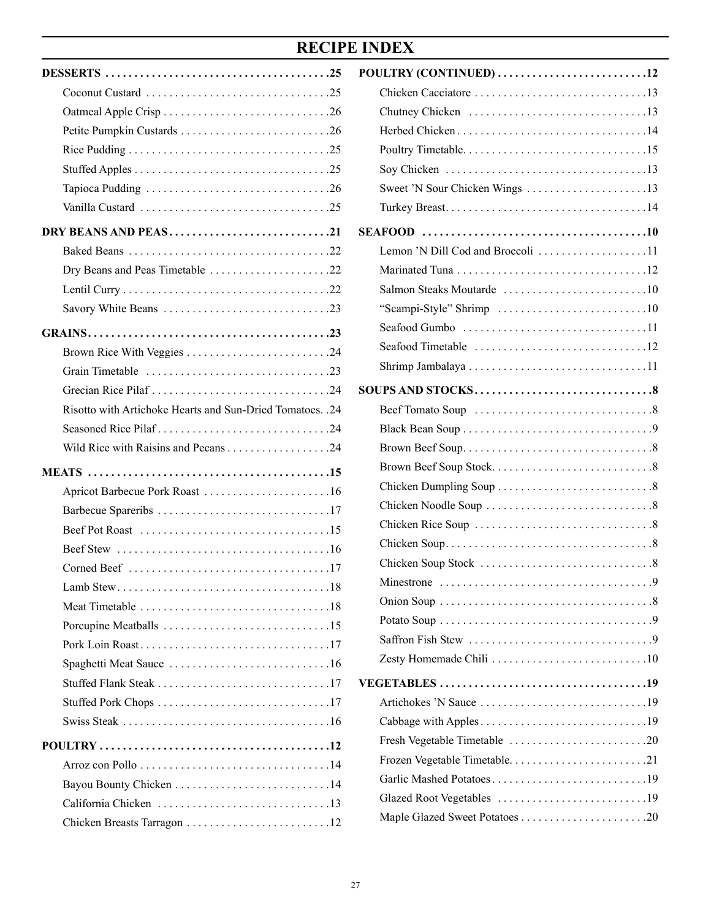# RECIPE INDEX

**DESSERTS . . . 25**

- Coconut Custard . . . 25
- Oatmeal Apple Crisp . . . 26
- Petite Pumpkin Custards . . . 26
- Rice Pudding . . . 25
- Stuffed Apples . . . 25
- Tapioca Pudding . . . 26
- Vanilla Custard . . . 25

**DRY BEANS AND PEAS . . . 21**

- Baked Beans . . . 22
- Dry Beans and Peas Timetable . . . 22
- Lentil Curry . . . 22
- Savory White Beans . . . 23

**GRAINS . . . 23**

- Brown Rice With Veggies . . . 24
- Grain Timetable . . . 23
- Grecian Rice Pilaf . . . 24
- Risotto with Artichoke Hearts and Sun-Dried Tomatoes. . 24
- Seasoned Rice Pilaf . . . 24
- Wild Rice with Raisins and Pecans . . . 24

**MEATS . . . 15**

- Apricot Barbecue Pork Roast . . . 16
- Barbecue Spareribs . . . 17
- Beef Pot Roast . . . 15
- Beef Stew . . . 16
- Corned Beef . . . 17
- Lamb Stew . . . 18
- Meat Timetable . . . 18
- Porcupine Meatballs . . . 15
- Pork Loin Roast . . . 17
- Spaghetti Meat Sauce . . . 16
- Stuffed Flank Steak . . . 17
- Stuffed Pork Chops . . . 17
- Swiss Steak . . . 16

**POULTRY . . . 12**

- Arroz con Pollo . . . 14
- Bayou Bounty Chicken . . . 14
- California Chicken . . . 13
- Chicken Breasts Tarragon . . . 12

**POULTRY (CONTINUED) . . . 12**

- Chicken Cacciatore . . . 13
- Chutney Chicken . . . 13
- Herbed Chicken . . . 14
- Poultry Timetable. . . . 15
- Soy Chicken . . . 13
- Sweet 'N Sour Chicken Wings . . . 13
- Turkey Breast. . . . 14

**SEAFOOD . . . 10**

- Lemon 'N Dill Cod and Broccoli . . . 11
- Marinated Tuna . . . 12
- Salmon Steaks Moutarde . . . 10
- "Scampi-Style" Shrimp . . . 10
- Seafood Gumbo . . . 11
- Seafood Timetable . . . 12
- Shrimp Jambalaya . . . 11

**SOUPS AND STOCKS . . . 8**

- Beef Tomato Soup . . . 8
- Black Bean Soup . . . 9
- Brown Beef Soup. . . . 8
- Brown Beef Soup Stock. . . . 8
- Chicken Dumpling Soup . . . 8
- Chicken Noodle Soup . . . 8
- Chicken Rice Soup . . . 8
- Chicken Soup. . . . 8
- Chicken Soup Stock . . . 8
- Minestrone . . . 9
- Onion Soup . . . 8
- Potato Soup . . . 9
- Saffron Fish Stew . . . 9
- Zesty Homemade Chili . . . 10

**VEGETABLES . . . 19**

- Artichokes 'N Sauce . . . 19
- Cabbage with Apples . . . 19
- Fresh Vegetable Timetable . . . 20
- Frozen Vegetable Timetable. . . . 21
- Garlic Mashed Potatoes . . . 19
- Glazed Root Vegetables . . . 19
- Maple Glazed Sweet Potatoes . . . 20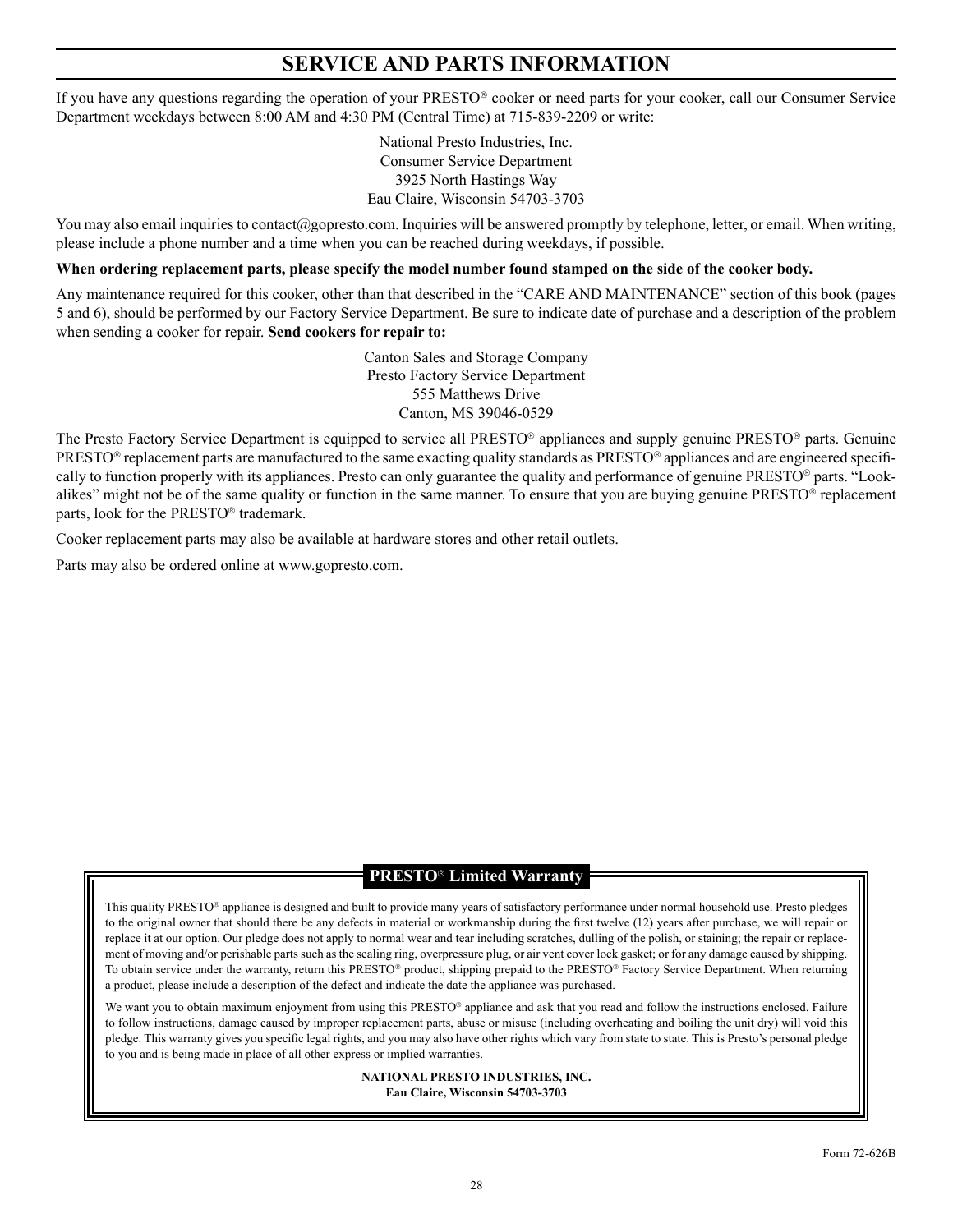# SERVICE AND PARTS INFORMATION

If you have any questions regarding the operation of your PRESTO® cooker or need parts for your cooker, call our Consumer Service Department weekdays between 8:00 AM and 4:30 PM (Central Time) at 715-839-2209 or write:

National Presto Industries, Inc.
Consumer Service Department
3925 North Hastings Way
Eau Claire, Wisconsin 54703-3703

You may also email inquiries to contact@gopresto.com. Inquiries will be answered promptly by telephone, letter, or email. When writing, please include a phone number and a time when you can be reached during weekdays, if possible.

**When ordering replacement parts, please specify the model number found stamped on the side of the cooker body.**

Any maintenance required for this cooker, other than that described in the "CARE AND MAINTENANCE" section of this book (pages 5 and 6), should be performed by our Factory Service Department. Be sure to indicate date of purchase and a description of the problem when sending a cooker for repair. **Send cookers for repair to:**

Canton Sales and Storage Company
Presto Factory Service Department
555 Matthews Drive
Canton, MS 39046-0529

The Presto Factory Service Department is equipped to service all PRESTO® appliances and supply genuine PRESTO® parts. Genuine PRESTO® replacement parts are manufactured to the same exacting quality standards as PRESTO® appliances and are engineered specifically to function properly with its appliances. Presto can only guarantee the quality and performance of genuine PRESTO® parts. "Look-alikes" might not be of the same quality or function in the same manner. To ensure that you are buying genuine PRESTO® replacement parts, look for the PRESTO® trademark.

Cooker replacement parts may also be available at hardware stores and other retail outlets.

Parts may also be ordered online at www.gopresto.com.

## PRESTO® Limited Warranty

This quality PRESTO® appliance is designed and built to provide many years of satisfactory performance under normal household use. Presto pledges to the original owner that should there be any defects in material or workmanship during the first twelve (12) years after purchase, we will repair or replace it at our option. Our pledge does not apply to normal wear and tear including scratches, dulling of the polish, or staining; the repair or replacement of moving and/or perishable parts such as the sealing ring, overpressure plug, or air vent cover lock gasket; or for any damage caused by shipping. To obtain service under the warranty, return this PRESTO® product, shipping prepaid to the PRESTO® Factory Service Department. When returning a product, please include a description of the defect and indicate the date the appliance was purchased.

We want you to obtain maximum enjoyment from using this PRESTO® appliance and ask that you read and follow the instructions enclosed. Failure to follow instructions, damage caused by improper replacement parts, abuse or misuse (including overheating and boiling the unit dry) will void this pledge. This warranty gives you specific legal rights, and you may also have other rights which vary from state to state. This is Presto's personal pledge to you and is being made in place of all other express or implied warranties.

**NATIONAL PRESTO INDUSTRIES, INC.**
**Eau Claire, Wisconsin 54703-3703**

Form 72-626B